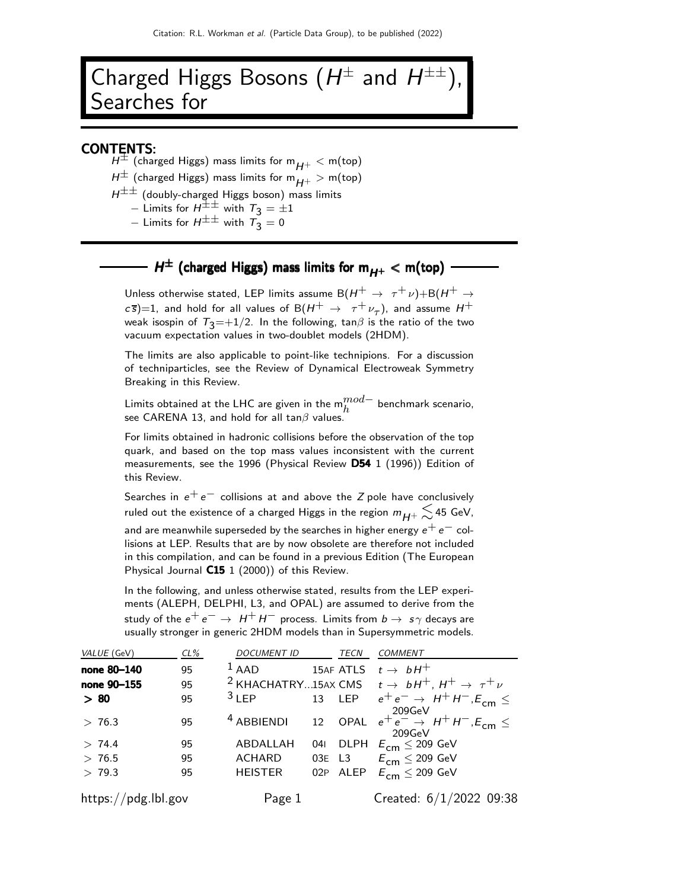# Charged Higgs Bosons ($H^{\pm}$ and $H^{\pm\pm}$), Searches for

**CONTENTS:**

$H^{\pm}$ (charged Higgs) mass limits for $m_{H^+} <$ m(top)

$H^{\pm}$ (charged Higgs) mass limits for $m_{H^+} >$ m(top)

$H^{\pm\pm}$ (doubly-charged Higgs boson) mass limits

– Limits for $H^{\pm\pm}$ with $T_3 = \pm 1$

– Limits for $H^{\pm\pm}$ with $T_3 = 0$

## $H^{\pm}$ (charged Higgs) mass limits for $m_{H^+} <$ m(top)

Unless otherwise stated, LEP limits assume $B(H^+ \to \tau^+\nu)+B(H^+ \to c\overline{s})=1$, and hold for all values of $B(H^+ \to \tau^+\nu_\tau)$, and assume $H^+$ weak isospin of $T_3=+1/2$. In the following, $\tan\beta$ is the ratio of the two vacuum expectation values in two-doublet models (2HDM).

The limits are also applicable to point-like technipions. For a discussion of techniparticles, see the Review of Dynamical Electroweak Symmetry Breaking in this Review.

Limits obtained at the LHC are given in the $m_h^{mod-}$ benchmark scenario, see CARENA 13, and hold for all $\tan\beta$ values.

For limits obtained in hadronic collisions before the observation of the top quark, and based on the top mass values inconsistent with the current measurements, see the 1996 (Physical Review **D54** 1 (1996)) Edition of this Review.

Searches in $e^+e^-$ collisions at and above the $Z$ pole have conclusively ruled out the existence of a charged Higgs in the region $m_{H^+} \lesssim 45$ GeV, and are meanwhile superseded by the searches in higher energy $e^+e^-$ collisions at LEP. Results that are by now obsolete are therefore not included in this compilation, and can be found in a previous Edition (The European Physical Journal **C15** 1 (2000)) of this Review.

In the following, and unless otherwise stated, results from the LEP experiments (ALEPH, DELPHI, L3, and OPAL) are assumed to derive from the study of the $e^+e^- \to H^+H^-$ process. Limits from $b \to s\gamma$ decays are usually stronger in generic 2HDM models than in Supersymmetric models.

| VALUE (GeV) | CL% | DOCUMENT ID | | TECN | COMMENT |
|---|---|---|---|---|---|
| **none 80–140** | 95 | [1] AAD | 15AF | ATLS | $t \to bH^+$ |
| **none 90–155** | 95 | [2] KHACHATRY... | 15AX | CMS | $t \to bH^+$, $H^+ \to \tau^+\nu$ |
| **> 80** | 95 | [3] LEP | 13 | LEP | $e^+e^- \to H^+H^-$, $E_{cm} \leq$ 209GeV |
| > 76.3 | 95 | [4] ABBIENDI | 12 | OPAL | $e^+e^- \to H^+H^-$, $E_{cm} \leq$ 209GeV |
| > 74.4 | 95 | ABDALLAH | 04I | DLPH | $E_{cm} \leq 209$ GeV |
| > 76.5 | 95 | ACHARD | 03E | L3 | $E_{cm} \leq 209$ GeV |
| > 79.3 | 95 | HEISTER | 02P | ALEP | $E_{cm} \leq 209$ GeV |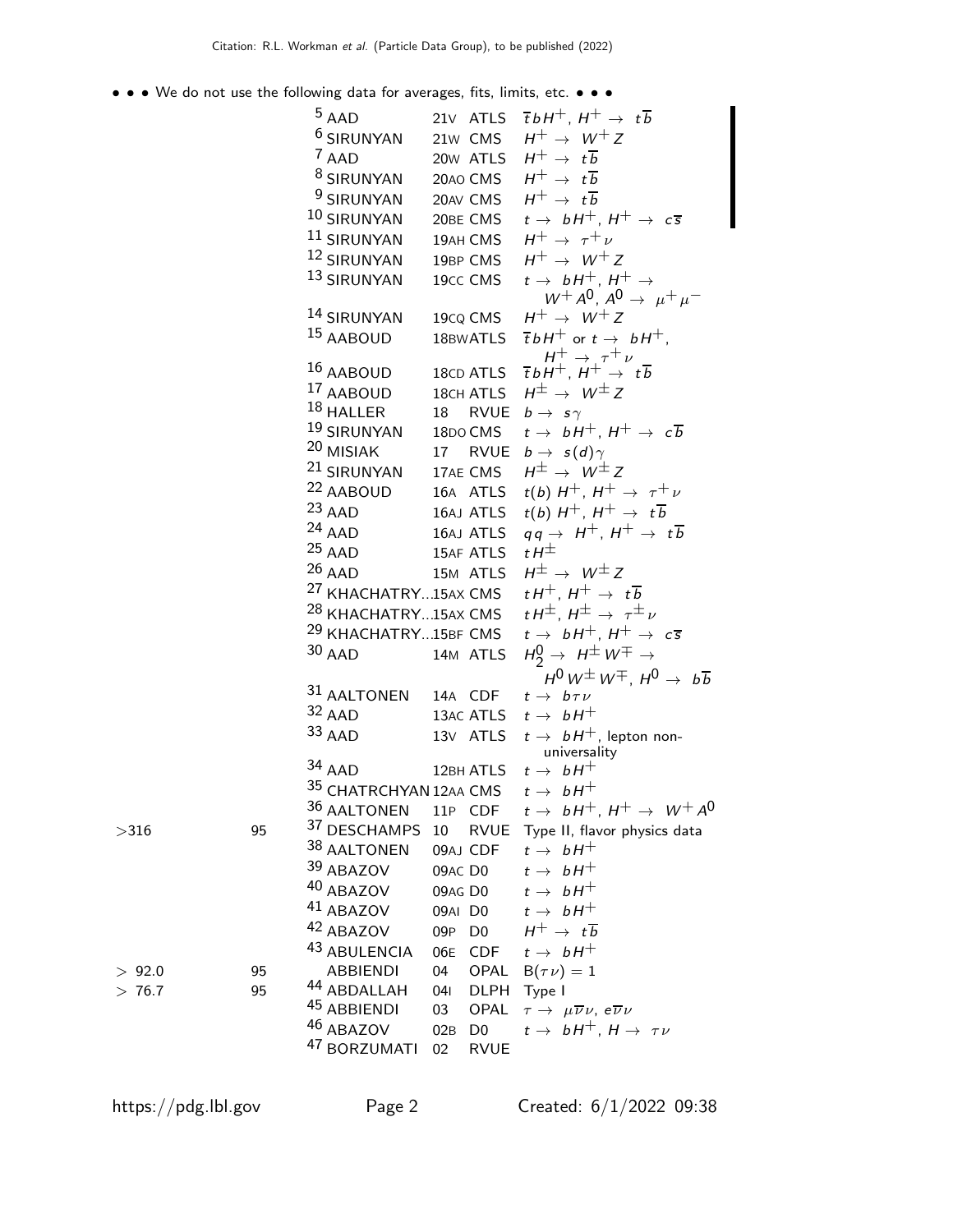• • • We do not use the following data for averages, fits, limits, etc. • • •

| VALUE (GeV) | CL% | DOCUMENT ID | | TECN | COMMENT |
|---|---|---|---|---|---|
| | | [5] AAD | 21V | ATLS | $\overline{t}bH^+$, $H^+ \rightarrow t\overline{b}$ |
| | | [6] SIRUNYAN | 21W | CMS | $H^+ \rightarrow W^+ Z$ |
| | | [7] AAD | 20W | ATLS | $H^+ \rightarrow t\overline{b}$ |
| | | [8] SIRUNYAN | 20AO | CMS | $H^+ \rightarrow t\overline{b}$ |
| | | [9] SIRUNYAN | 20AV | CMS | $H^+ \rightarrow t\overline{b}$ |
| | | [10] SIRUNYAN | 20BE | CMS | $t \rightarrow bH^+$, $H^+ \rightarrow c\overline{s}$ |
| | | [11] SIRUNYAN | 19AH | CMS | $H^+ \rightarrow \tau^+ \nu$ |
| | | [12] SIRUNYAN | 19BP | CMS | $H^+ \rightarrow W^+ Z$ |
| | | [13] SIRUNYAN | 19CC | CMS | $t \rightarrow bH^+$, $H^+ \rightarrow W^+ A^0$, $A^0 \rightarrow \mu^+ \mu^-$ |
| | | [14] SIRUNYAN | 19CQ | CMS | $H^+ \rightarrow W^+ Z$ |
| | | [15] AABOUD | 18BW | ATLS | $\overline{t}bH^+$ or $t \rightarrow bH^+$, $H^+ \rightarrow \tau^+ \nu$ |
| | | [16] AABOUD | 18CD | ATLS | $\overline{t}bH^+$, $H^+ \rightarrow t\overline{b}$ |
| | | [17] AABOUD | 18CH | ATLS | $H^\pm \rightarrow W^\pm Z$ |
| | | [18] HALLER | 18 | RVUE | $b \rightarrow s\gamma$ |
| | | [19] SIRUNYAN | 18DO | CMS | $t \rightarrow bH^+$, $H^+ \rightarrow c\overline{b}$ |
| | | [20] MISIAK | 17 | RVUE | $b \rightarrow s(d)\gamma$ |
| | | [21] SIRUNYAN | 17AE | CMS | $H^\pm \rightarrow W^\pm Z$ |
| | | [22] AABOUD | 16A | ATLS | $t(b)$ $H^+$, $H^+ \rightarrow \tau^+ \nu$ |
| | | [23] AAD | 16AJ | ATLS | $t(b)$ $H^+$, $H^+ \rightarrow t\overline{b}$ |
| | | [24] AAD | 16AJ | ATLS | $qq \rightarrow H^+$, $H^+ \rightarrow t\overline{b}$ |
| | | [25] AAD | 15AF | ATLS | $tH^\pm$ |
| | | [26] AAD | 15M | ATLS | $H^\pm \rightarrow W^\pm Z$ |
| | | [27] KHACHATRY... | 15AX | CMS | $tH^+$, $H^+ \rightarrow t\overline{b}$ |
| | | [28] KHACHATRY... | 15AX | CMS | $tH^\pm$, $H^\pm \rightarrow \tau^\pm \nu$ |
| | | [29] KHACHATRY... | 15BF | CMS | $t \rightarrow bH^+$, $H^+ \rightarrow c\overline{s}$ |
| | | [30] AAD | 14M | ATLS | $H_2^0 \rightarrow H^\pm W^\mp \rightarrow H^0 W^\pm W^\mp$, $H^0 \rightarrow b\overline{b}$ |
| | | [31] AALTONEN | 14A | CDF | $t \rightarrow b\tau\nu$ |
| | | [32] AAD | 13AC | ATLS | $t \rightarrow bH^+$ |
| | | [33] AAD | 13V | ATLS | $t \rightarrow bH^+$, lepton non-universality |
| | | [34] AAD | 12BH | ATLS | $t \rightarrow bH^+$ |
| | | [35] CHATRCHYAN | 12AA | CMS | $t \rightarrow bH^+$ |
| | | [36] AALTONEN | 11P | CDF | $t \rightarrow bH^+$, $H^+ \rightarrow W^+ A^0$ |
| >316 | 95 | [37] DESCHAMPS | 10 | RVUE | Type II, flavor physics data |
| | | [38] AALTONEN | 09AJ | CDF | $t \rightarrow bH^+$ |
| | | [39] ABAZOV | 09AC | D0 | $t \rightarrow bH^+$ |
| | | [40] ABAZOV | 09AG | D0 | $t \rightarrow bH^+$ |
| | | [41] ABAZOV | 09AI | D0 | $t \rightarrow bH^+$ |
| | | [42] ABAZOV | 09P | D0 | $H^+ \rightarrow t\overline{b}$ |
| | | [43] ABULENCIA | 06E | CDF | $t \rightarrow bH^+$ |
| > 92.0 | 95 | ABBIENDI | 04 | OPAL | $B(\tau\nu) = 1$ |
| > 76.7 | 95 | [44] ABDALLAH | 04I | DLPH | Type I |
| | | [45] ABBIENDI | 03 | OPAL | $\tau \rightarrow \mu\overline{\nu}\nu$, $e\overline{\nu}\nu$ |
| | | [46] ABAZOV | 02B | D0 | $t \rightarrow bH^+$, $H \rightarrow \tau\nu$ |
| | | [47] BORZUMATI | 02 | RVUE | |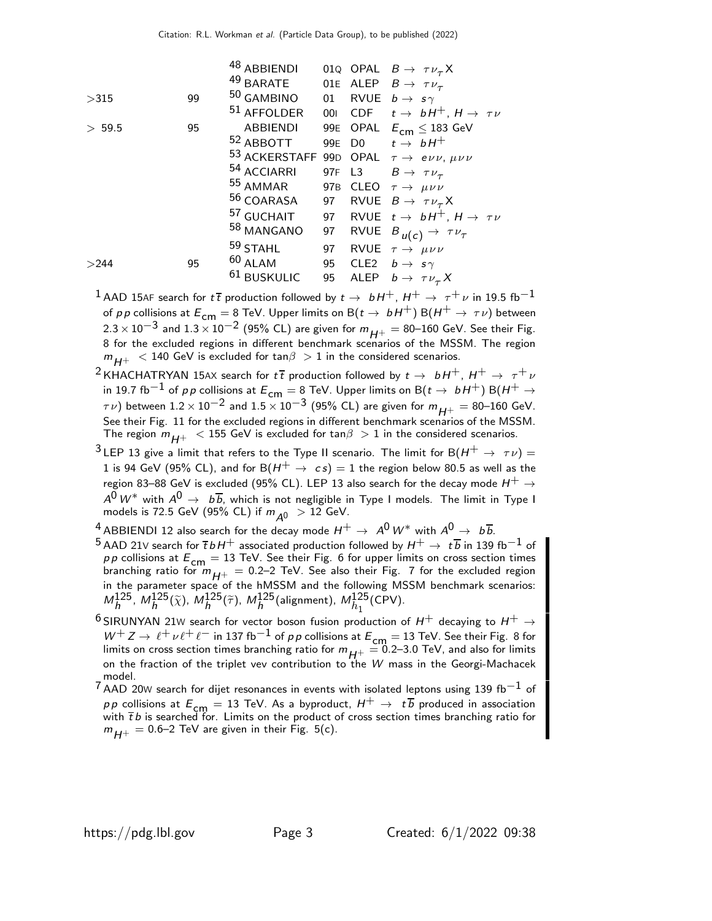| VALUE (GeV) | CL% | DOCUMENT ID | | TECN | COMMENT |
|---|---|---|---|---|---|
| | | 48 ABBIENDI | 01Q | OPAL | $B \to \tau \nu_\tau X$ |
| | | 49 BARATE | 01E | ALEP | $B \to \tau \nu_\tau$ |
| >315 | 99 | 50 GAMBINO | 01 | RVUE | $b \to s \gamma$ |
| | | 51 AFFOLDER | 00I | CDF | $t \to bH^+$, $H \to \tau \nu$ |
| > 59.5 | 95 | ABBIENDI | 99E | OPAL | $E_{cm} \leq 183$ GeV |
| | | 52 ABBOTT | 99E | D0 | $t \to bH^+$ |
| | | 53 ACKERSTAFF | 99D | OPAL | $\tau \to e \nu \nu$, $\mu \nu \nu$ |
| | | 54 ACCIARRI | 97F | L3 | $B \to \tau \nu_\tau$ |
| | | 55 AMMAR | 97B | CLEO | $\tau \to \mu \nu \nu$ |
| | | 56 COARASA | 97 | RVUE | $B \to \tau \nu_\tau X$ |
| | | 57 GUCHAIT | 97 | RVUE | $t \to bH^+$, $H \to \tau \nu$ |
| | | 58 MANGANO | 97 | RVUE | $B_{u(c)} \to \tau \nu_\tau$ |
| | | 59 STAHL | 97 | RVUE | $\tau \to \mu \nu \nu$ |
| >244 | 95 | 60 ALAM | 95 | CLE2 | $b \to s \gamma$ |
| | | 61 BUSKULIC | 95 | ALEP | $b \to \tau \nu_\tau X$ |

[1] AAD 15AF search for $t\overline{t}$ production followed by $t \to bH^+$, $H^+ \to \tau^+ \nu$ in 19.5 fb$^{-1}$ of $pp$ collisions at $E_{cm} = 8$ TeV. Upper limits on B($t \to bH^+$) B($H^+ \to \tau \nu$) between $2.3 \times 10^{-3}$ and $1.3 \times 10^{-2}$ (95% CL) are given for $m_{H^+} = 80$–160 GeV. See their Fig. 8 for the excluded regions in different benchmark scenarios of the MSSM. The region $m_{H^+} < 140$ GeV is excluded for $\tan\beta > 1$ in the considered scenarios.

[2] KHACHATRYAN 15AX search for $t\overline{t}$ production followed by $t \to bH^+$, $H^+ \to \tau^+ \nu$ in 19.7 fb$^{-1}$ of $pp$ collisions at $E_{cm} = 8$ TeV. Upper limits on B($t \to bH^+$) B($H^+ \to \tau \nu$) between $1.2 \times 10^{-2}$ and $1.5 \times 10^{-3}$ (95% CL) are given for $m_{H^+} = 80$–160 GeV. See their Fig. 11 for the excluded regions in different benchmark scenarios of the MSSM. The region $m_{H^+} < 155$ GeV is excluded for $\tan\beta > 1$ in the considered scenarios.

[3] LEP 13 give a limit that refers to the Type II scenario. The limit for B($H^+ \to \tau \nu$) = 1 is 94 GeV (95% CL), and for B($H^+ \to cs$) = 1 the region below 80.5 as well as the region 83–88 GeV is excluded (95% CL). LEP 13 also search for the decay mode $H^+ \to A^0 W^*$ with $A^0 \to b\overline{b}$, which is not negligible in Type I models. The limit in Type I models is 72.5 GeV (95% CL) if $m_{A^0} > 12$ GeV.

[4] ABBIENDI 12 also search for the decay mode $H^+ \to A^0 W^*$ with $A^0 \to b\overline{b}$.

[5] AAD 21V search for $\overline{t}bH^+$ associated production followed by $H^+ \to t\overline{b}$ in 139 fb$^{-1}$ of $pp$ collisions at $E_{cm} = 13$ TeV. See their Fig. 6 for upper limits on cross section times branching ratio for $m_{H^+} = 0.2$–2 TeV. See also their Fig. 7 for the excluded region in the parameter space of the hMSSM and the following MSSM benchmark scenarios: $M_h^{125}$, $M_h^{125}(\widetilde{\chi})$, $M_h^{125}(\widetilde{\tau})$, $M_h^{125}$(alignment), $M_{h_1}^{125}$(CPV).

[6] SIRUNYAN 21W search for vector boson fusion production of $H^+$ decaying to $H^+ \to W^+ Z \to \ell^+ \nu \ell^+ \ell^-$ in 137 fb$^{-1}$ of $pp$ collisions at $E_{cm} = 13$ TeV. See their Fig. 8 for limits on cross section times branching ratio for $m_{H^+} = 0.2$–3.0 TeV, and also for limits on the fraction of the triplet vev contribution to the $W$ mass in the Georgi-Machacek model.

[7] AAD 20W search for dijet resonances in events with isolated leptons using 139 fb$^{-1}$ of $pp$ collisions at $E_{cm} = 13$ TeV. As a byproduct, $H^+ \to t\overline{b}$ produced in association with $\overline{t}b$ is searched for. Limits on the product of cross section times branching ratio for $m_{H^+} = 0.6$–2 TeV are given in their Fig. 5(c).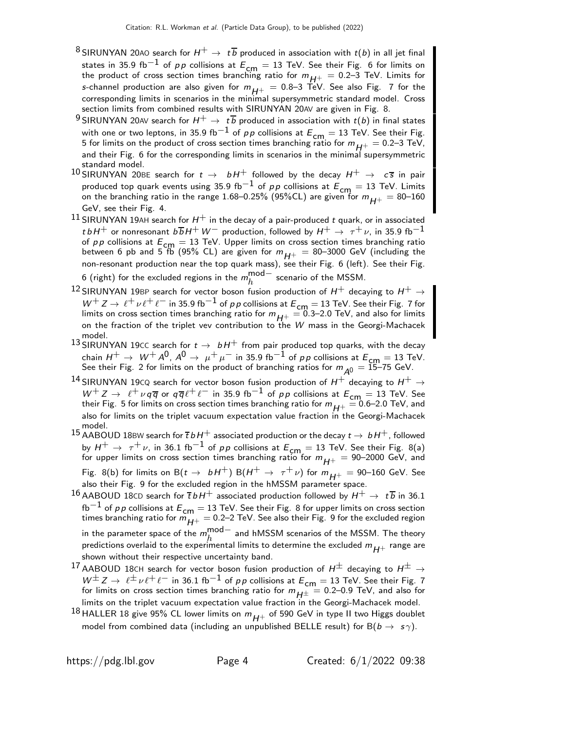[8] SIRUNYAN 20AO search for $H^+ \rightarrow t\overline{b}$ produced in association with $t(b)$ in all jet final states in 35.9 fb$^{-1}$ of $pp$ collisions at $E_{\rm cm} = 13$ TeV. See their Fig. 6 for limits on the product of cross section times branching ratio for $m_{H^+} = 0.2$–3 TeV. Limits for $s$-channel production are also given for $m_{H^+} = 0.8$–3 TeV. See also Fig. 7 for the corresponding limits in scenarios in the minimal supersymmetric standard model. Cross section limits from combined results with SIRUNYAN 20AV are given in Fig. 8.

[9] SIRUNYAN 20AV search for $H^+ \rightarrow t\overline{b}$ produced in association with $t(b)$ in final states with one or two leptons, in 35.9 fb$^{-1}$ of $pp$ collisions at $E_{\rm cm} = 13$ TeV. See their Fig. 5 for limits on the product of cross section times branching ratio for $m_{H^+} = 0.2$–3 TeV, and their Fig. 6 for the corresponding limits in scenarios in the minimal supersymmetric standard model.

[10] SIRUNYAN 20BE search for $t \rightarrow bH^+$ followed by the decay $H^+ \rightarrow c\overline{s}$ in pair produced top quark events using 35.9 fb$^{-1}$ of $pp$ collisions at $E_{\rm cm} = 13$ TeV. Limits on the branching ratio in the range 1.68–0.25% (95%CL) are given for $m_{H^+} = 80$–160 GeV, see their Fig. 4.

[11] SIRUNYAN 19AH search for $H^+$ in the decay of a pair-produced $t$ quark, or in associated $tbH^+$ or nonresonant $b\overline{b}H^+W^-$ production, followed by $H^+ \rightarrow \tau^+\nu$, in 35.9 fb$^{-1}$ of $pp$ collisions at $E_{\rm cm} = 13$ TeV. Upper limits on cross section times branching ratio between 6 pb and 5 fb (95% CL) are given for $m_{H^+} = 80$–3000 GeV (including the non-resonant production near the top quark mass), see their Fig. 6 (left). See their Fig. 6 (right) for the excluded regions in the $m_h^{\rm mod-}$ scenario of the MSSM.

[12] SIRUNYAN 19BP search for vector boson fusion production of $H^+$ decaying to $H^+ \rightarrow W^+Z \rightarrow \ell^+\nu\ell^+\ell^-$ in 35.9 fb$^{-1}$ of $pp$ collisions at $E_{\rm cm} = 13$ TeV. See their Fig. 7 for limits on cross section times branching ratio for $m_{H^+} = 0.3$–2.0 TeV, and also for limits on the fraction of the triplet vev contribution to the $W$ mass in the Georgi-Machacek model.

[13] SIRUNYAN 19CC search for $t \rightarrow bH^+$ from pair produced top quarks, with the decay chain $H^+ \rightarrow W^+A^0$, $A^0 \rightarrow \mu^+\mu^-$ in 35.9 fb$^{-1}$ of $pp$ collisions at $E_{\rm cm} = 13$ TeV. See their Fig. 2 for limits on the product of branching ratios for $m_{A^0} = 15$–75 GeV.

[14] SIRUNYAN 19CQ search for vector boson fusion production of $H^+$ decaying to $H^+ \rightarrow W^+Z \rightarrow \ell^+\nu q\overline{q}$ or $q\overline{q}\ell^+\ell^-$ in 35.9 fb$^{-1}$ of $pp$ collisions at $E_{\rm cm} = 13$ TeV. See their Fig. 5 for limits on cross section times branching ratio for $m_{H^+} = 0.6$–2.0 TeV, and also for limits on the triplet vacuum expectation value fraction in the Georgi-Machacek model.

[15] AABOUD 18BW search for $\overline{t}bH^+$ associated production or the decay $t \rightarrow bH^+$, followed by $H^+ \rightarrow \tau^+\nu$, in 36.1 fb$^{-1}$ of $pp$ collisions at $E_{\rm cm} = 13$ TeV. See their Fig. 8(a) for upper limits on cross section times branching ratio for $m_{H^+} = 90$–2000 GeV, and Fig. 8(b) for limits on B($t \rightarrow bH^+$) B($H^+ \rightarrow \tau^+\nu$) for $m_{H^+} = 90$–160 GeV. See also their Fig. 9 for the excluded region in the hMSSM parameter space.

[16] AABOUD 18CD search for $\overline{t}bH^+$ associated production followed by $H^+ \rightarrow t\overline{b}$ in 36.1 fb$^{-1}$ of $pp$ collisions at $E_{\rm cm} = 13$ TeV. See their Fig. 8 for upper limits on cross section times branching ratio for $m_{H^+} = 0.2$–2 TeV. See also their Fig. 9 for the excluded region in the parameter space of the $m_h^{\rm mod-}$ and hMSSM scenarios of the MSSM. The theory predictions overlaid to the experimental limits to determine the excluded $m_{H^+}$ range are shown without their respective uncertainty band.

[17] AABOUD 18CH search for vector boson fusion production of $H^\pm$ decaying to $H^\pm \rightarrow W^\pm Z \rightarrow \ell^\pm\nu\ell^+\ell^-$ in 36.1 fb$^{-1}$ of $pp$ collisions at $E_{\rm cm} = 13$ TeV. See their Fig. 7 for limits on cross section times branching ratio for $m_{H^\pm} = 0.2$–0.9 TeV, and also for limits on the triplet vacuum expectation value fraction in the Georgi-Machacek model.

[18] HALLER 18 give 95% CL lower limits on $m_{H^+}$ of 590 GeV in type II two Higgs doublet model from combined data (including an unpublished BELLE result) for B($b \rightarrow s\gamma$).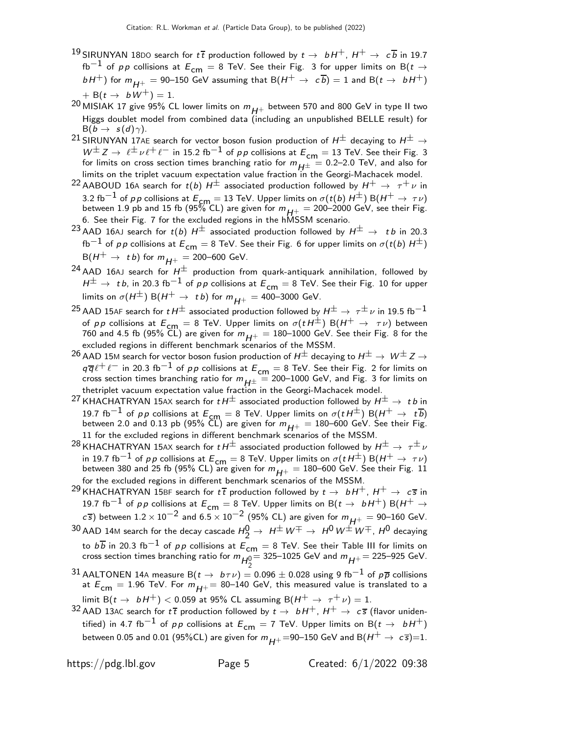[19] SIRUNYAN 18DO search for $t\overline{t}$ production followed by $t \to bH^+$, $H^+ \to c\overline{b}$ in 19.7 fb$^{-1}$ of $pp$ collisions at $E_{cm}$ = 8 TeV. See their Fig. 3 for upper limits on B($t \to bH^+$) for $m_{H^+}$ = 90–150 GeV assuming that B($H^+ \to c\overline{b}$) = 1 and B($t \to bH^+$) + B($t \to bW^+$) = 1.

[20] MISIAK 17 give 95% CL lower limits on $m_{H^+}$ between 570 and 800 GeV in type II two Higgs doublet model from combined data (including an unpublished BELLE result) for B($b \to s(d)\gamma$).

[21] SIRUNYAN 17AE search for vector boson fusion production of $H^\pm$ decaying to $H^\pm \to W^\pm Z \to \ell^\pm \nu \ell^+ \ell^-$ in 15.2 fb$^{-1}$ of $pp$ collisions at $E_{cm}$ = 13 TeV. See their Fig. 3 for limits on cross section times branching ratio for $m_{H^\pm}$ = 0.2–2.0 TeV, and also for limits on the triplet vacuum expectation value fraction in the Georgi-Machacek model.

[22] AABOUD 16A search for $t(b)$ $H^\pm$ associated production followed by $H^+ \to \tau^+ \nu$ in 3.2 fb$^{-1}$ of $pp$ collisions at $E_{cm}$ = 13 TeV. Upper limits on $\sigma(t(b)\ H^\pm)$ B($H^+ \to \tau\nu$) between 1.9 pb and 15 fb (95% CL) are given for $m_{H^+}$ = 200–2000 GeV, see their Fig. 6. See their Fig. 7 for the excluded regions in the hMSSM scenario.

[23] AAD 16AJ search for $t(b)$ $H^\pm$ associated production followed by $H^\pm \to tb$ in 20.3 fb$^{-1}$ of $pp$ collisions at $E_{cm}$ = 8 TeV. See their Fig. 6 for upper limits on $\sigma(t(b)\ H^\pm)$ B($H^+ \to tb$) for $m_{H^+}$ = 200–600 GeV.

[24] AAD 16AJ search for $H^\pm$ production from quark-antiquark annihilation, followed by $H^\pm \to tb$, in 20.3 fb$^{-1}$ of $pp$ collisions at $E_{cm}$ = 8 TeV. See their Fig. 10 for upper limits on $\sigma(H^\pm)$ B($H^+ \to tb$) for $m_{H^+}$ = 400–3000 GeV.

[25] AAD 15AF search for $tH^\pm$ associated production followed by $H^\pm \to \tau^\pm \nu$ in 19.5 fb$^{-1}$ of $pp$ collisions at $E_{cm}$ = 8 TeV. Upper limits on $\sigma(tH^\pm)$ B($H^+ \to \tau\nu$) between 760 and 4.5 fb (95% CL) are given for $m_{H^+}$ = 180–1000 GeV. See their Fig. 8 for the excluded regions in different benchmark scenarios of the MSSM.

[26] AAD 15M search for vector boson fusion production of $H^\pm$ decaying to $H^\pm \to W^\pm Z \to q\overline{q}\ell^+\ell^-$ in 20.3 fb$^{-1}$ of $pp$ collisions at $E_{cm}$ = 8 TeV. See their Fig. 2 for limits on cross section times branching ratio for $m_{H^\pm}$ = 200–1000 GeV, and Fig. 3 for limits on thetriplet vacuum expectation value fraction in the Georgi-Machacek model.

[27] KHACHATRYAN 15AX search for $tH^\pm$ associated production followed by $H^\pm \to tb$ in 19.7 fb$^{-1}$ of $pp$ collisions at $E_{cm}$ = 8 TeV. Upper limits on $\sigma(tH^\pm)$ B($H^+ \to t\overline{b}$) between 2.0 and 0.13 pb (95% CL) are given for $m_{H^+}$ = 180–600 GeV. See their Fig. 11 for the excluded regions in different benchmark scenarios of the MSSM.

[28] KHACHATRYAN 15AX search for $tH^\pm$ associated production followed by $H^\pm \to \tau^\pm \nu$ in 19.7 fb$^{-1}$ of $pp$ collisions at $E_{cm}$ = 8 TeV. Upper limits on $\sigma(tH^\pm)$ B($H^+ \to \tau\nu$) between 380 and 25 fb (95% CL) are given for $m_{H^+}$ = 180–600 GeV. See their Fig. 11 for the excluded regions in different benchmark scenarios of the MSSM.

[29] KHACHATRYAN 15BF search for $t\overline{t}$ production followed by $t \to bH^+$, $H^+ \to c\overline{s}$ in 19.7 fb$^{-1}$ of $pp$ collisions at $E_{cm}$ = 8 TeV. Upper limits on B($t \to bH^+$) B($H^+ \to c\overline{s}$) between $1.2 \times 10^{-2}$ and $6.5 \times 10^{-2}$ (95% CL) are given for $m_{H^+}$ = 90–160 GeV.

[30] AAD 14M search for the decay cascade $H_2^0 \to H^\pm W^\mp \to H^0 W^\pm W^\mp$, $H^0$ decaying to $b\overline{b}$ in 20.3 fb$^{-1}$ of $pp$ collisions at $E_{cm}$ = 8 TeV. See their Table III for limits on cross section times branching ratio for $m_{H_2^0}$= 325–1025 GeV and $m_{H^+}$= 225–925 GeV.

[31] AALTONEN 14A measure B($t \to b\tau\nu$) = 0.096 ± 0.028 using 9 fb$^{-1}$ of $p\overline{p}$ collisions at $E_{cm}$ = 1.96 TeV. For $m_{H^+}$= 80–140 GeV, this measured value is translated to a limit B($t \to bH^+$) < 0.059 at 95% CL assuming B($H^+ \to \tau^+\nu$) = 1.

[32] AAD 13AC search for $t\overline{t}$ production followed by $t \to bH^+$, $H^+ \to c\overline{s}$ (flavor unidentified) in 4.7 fb$^{-1}$ of $pp$ collisions at $E_{cm}$ = 7 TeV. Upper limits on B($t \to bH^+$) between 0.05 and 0.01 (95%CL) are given for $m_{H^+}$=90–150 GeV and B($H^+ \to c\overline{s}$)=1.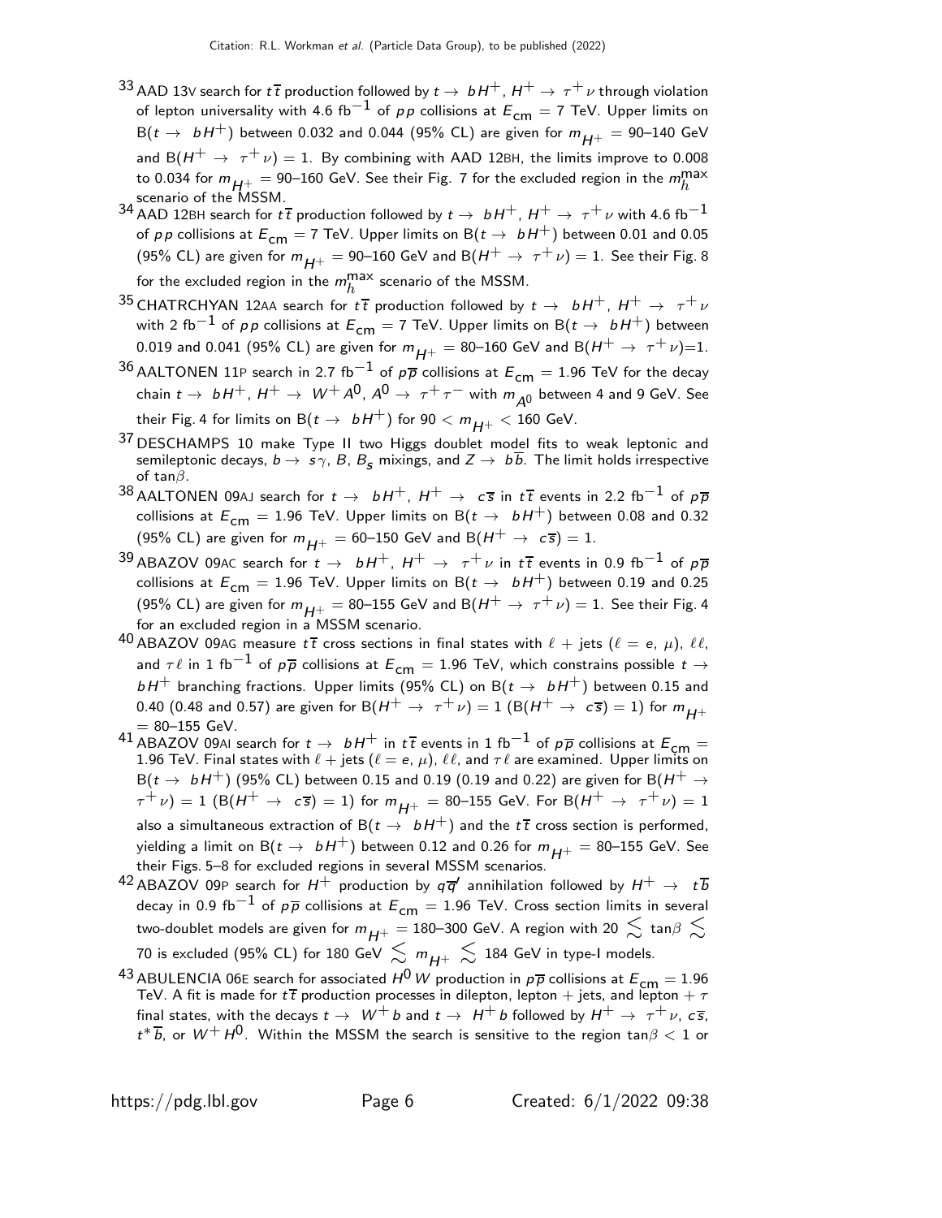[33] AAD 13V search for $t\overline{t}$ production followed by $t \to bH^+$, $H^+ \to \tau^+\nu$ through violation of lepton universality with 4.6 fb$^{-1}$ of $pp$ collisions at $E_{cm}$ = 7 TeV. Upper limits on B($t \to bH^+$) between 0.032 and 0.044 (95% CL) are given for $m_{H^+}$ = 90–140 GeV and B($H^+ \to \tau^+\nu$) = 1. By combining with AAD 12BH, the limits improve to 0.008 to 0.034 for $m_{H^+}$ = 90–160 GeV. See their Fig. 7 for the excluded region in the $m_h^{max}$ scenario of the MSSM.

[34] AAD 12BH search for $t\overline{t}$ production followed by $t \to bH^+$, $H^+ \to \tau^+\nu$ with 4.6 fb$^{-1}$ of $pp$ collisions at $E_{cm}$ = 7 TeV. Upper limits on B($t \to bH^+$) between 0.01 and 0.05 (95% CL) are given for $m_{H^+}$ = 90–160 GeV and B($H^+ \to \tau^+\nu$) = 1. See their Fig. 8 for the excluded region in the $m_h^{max}$ scenario of the MSSM.

[35] CHATRCHYAN 12AA search for $t\overline{t}$ production followed by $t \to bH^+$, $H^+ \to \tau^+\nu$ with 2 fb$^{-1}$ of $pp$ collisions at $E_{cm}$ = 7 TeV. Upper limits on B($t \to bH^+$) between 0.019 and 0.041 (95% CL) are given for $m_{H^+}$ = 80–160 GeV and B($H^+ \to \tau^+\nu$)=1.

[36] AALTONEN 11P search in 2.7 fb$^{-1}$ of $p\overline{p}$ collisions at $E_{cm}$ = 1.96 TeV for the decay chain $t \to bH^+$, $H^+ \to W^+A^0$, $A^0 \to \tau^+\tau^-$ with $m_{A^0}$ between 4 and 9 GeV. See their Fig. 4 for limits on B($t \to bH^+$) for 90 < $m_{H^+}$ < 160 GeV.

[37] DESCHAMPS 10 make Type II two Higgs doublet model fits to weak leptonic and semileptonic decays, $b \to s\gamma$, $B$, $B_s$ mixings, and $Z \to b\overline{b}$. The limit holds irrespective of tan$\beta$.

[38] AALTONEN 09AJ search for $t \to bH^+$, $H^+ \to c\overline{s}$ in $t\overline{t}$ events in 2.2 fb$^{-1}$ of $p\overline{p}$ collisions at $E_{cm}$ = 1.96 TeV. Upper limits on B($t \to bH^+$) between 0.08 and 0.32 (95% CL) are given for $m_{H^+}$ = 60–150 GeV and B($H^+ \to c\overline{s}$) = 1.

[39] ABAZOV 09AC search for $t \to bH^+$, $H^+ \to \tau^+\nu$ in $t\overline{t}$ events in 0.9 fb$^{-1}$ of $p\overline{p}$ collisions at $E_{cm}$ = 1.96 TeV. Upper limits on B($t \to bH^+$) between 0.19 and 0.25 (95% CL) are given for $m_{H^+}$ = 80–155 GeV and B($H^+ \to \tau^+\nu$) = 1. See their Fig. 4 for an excluded region in a MSSM scenario.

[40] ABAZOV 09AG measure $t\overline{t}$ cross sections in final states with $\ell$ + jets ($\ell$ = $e$, $\mu$), $\ell\ell$, and $\tau\ell$ in 1 fb$^{-1}$ of $p\overline{p}$ collisions at $E_{cm}$ = 1.96 TeV, which constrains possible $t \to bH^+$ branching fractions. Upper limits (95% CL) on B($t \to bH^+$) between 0.15 and 0.40 (0.48 and 0.57) are given for B($H^+ \to \tau^+\nu$) = 1 (B($H^+ \to c\overline{s}$) = 1) for $m_{H^+}$ = 80–155 GeV.

[41] ABAZOV 09AI search for $t \to bH^+$ in $t\overline{t}$ events in 1 fb$^{-1}$ of $p\overline{p}$ collisions at $E_{cm}$ = 1.96 TeV. Final states with $\ell$ + jets ($\ell$ = $e$, $\mu$), $\ell\ell$, and $\tau\ell$ are examined. Upper limits on B($t \to bH^+$) (95% CL) between 0.15 and 0.19 (0.19 and 0.22) are given for B($H^+ \to \tau^+\nu$) = 1 (B($H^+ \to c\overline{s}$) = 1) for $m_{H^+}$ = 80–155 GeV. For B($H^+ \to \tau^+\nu$) = 1 also a simultaneous extraction of B($t \to bH^+$) and the $t\overline{t}$ cross section is performed, yielding a limit on B($t \to bH^+$) between 0.12 and 0.26 for $m_{H^+}$ = 80–155 GeV. See their Figs. 5–8 for excluded regions in several MSSM scenarios.

[42] ABAZOV 09P search for $H^+$ production by $q\overline{q}'$ annihilation followed by $H^+ \to t\overline{b}$ decay in 0.9 fb$^{-1}$ of $p\overline{p}$ collisions at $E_{cm}$ = 1.96 TeV. Cross section limits in several two-doublet models are given for $m_{H^+}$ = 180–300 GeV. A region with 20 $\lesssim$ tan$\beta$ $\lesssim$ 70 is excluded (95% CL) for 180 GeV $\lesssim$ $m_{H^+}$ $\lesssim$ 184 GeV in type-I models.

[43] ABULENCIA 06E search for associated $H^0 W$ production in $p\overline{p}$ collisions at $E_{cm}$ = 1.96 TeV. A fit is made for $t\overline{t}$ production processes in dilepton, lepton + jets, and lepton + $\tau$ final states, with the decays $t \to W^+b$ and $t \to H^+b$ followed by $H^+ \to \tau^+\nu$, $c\overline{s}$, $t^*\overline{b}$, or $W^+H^0$. Within the MSSM the search is sensitive to the region tan$\beta$ < 1 or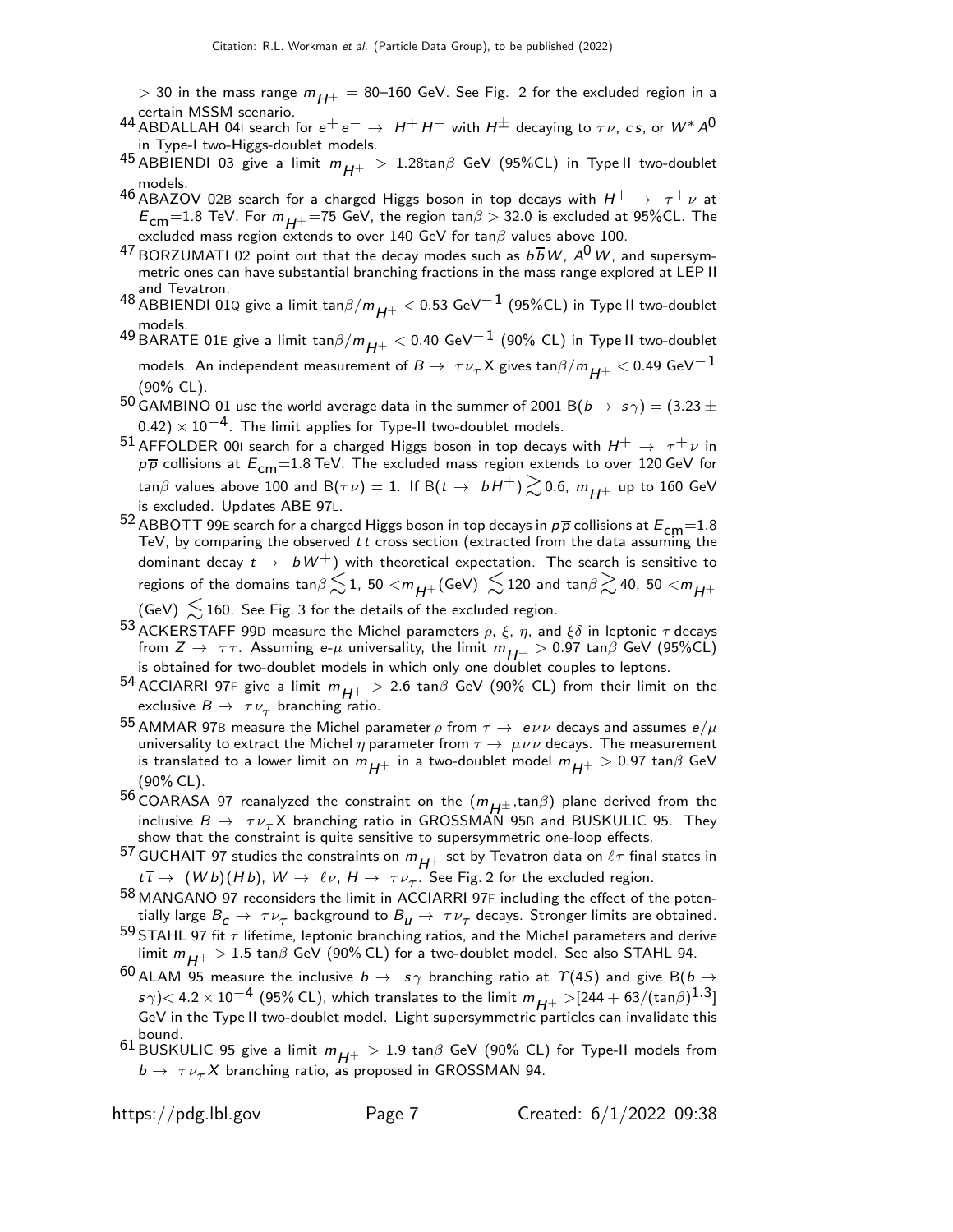$> 30$ in the mass range $m_{H^+} = 80$–160 GeV. See Fig. 2 for the excluded region in a certain MSSM scenario.

[44] ABDALLAH 04I search for $e^+ e^- \rightarrow H^+ H^-$ with $H^\pm$ decaying to $\tau\nu$, $cs$, or $W^* A^0$ in Type-I two-Higgs-doublet models.

[45] ABBIENDI 03 give a limit $m_{H^+} > 1.28\tan\beta$ GeV (95%CL) in Type II two-doublet models.

[46] ABAZOV 02B search for a charged Higgs boson in top decays with $H^+ \rightarrow \tau^+\nu$ at $E_{\rm cm}$=1.8 TeV. For $m_{H^+}$=75 GeV, the region $\tan\beta > 32.0$ is excluded at 95%CL. The excluded mass region extends to over 140 GeV for $\tan\beta$ values above 100.

[47] BORZUMATI 02 point out that the decay modes such as $b\overline{b}W$, $A^0 W$, and supersymmetric ones can have substantial branching fractions in the mass range explored at LEP II and Tevatron.

[48] ABBIENDI 01Q give a limit $\tan\beta/m_{H^+} < 0.53$ GeV$^{-1}$ (95%CL) in Type II two-doublet models.

[49] BARATE 01E give a limit $\tan\beta/m_{H^+} < 0.40$ GeV$^{-1}$ (90% CL) in Type II two-doublet models. An independent measurement of $B \rightarrow \tau\nu_\tau X$ gives $\tan\beta/m_{H^+} < 0.49$ GeV$^{-1}$ (90% CL).

[50] GAMBINO 01 use the world average data in the summer of 2001 $B(b \rightarrow s\gamma) = (3.23 \pm 0.42) \times 10^{-4}$. The limit applies for Type-II two-doublet models.

[51] AFFOLDER 00I search for a charged Higgs boson in top decays with $H^+ \rightarrow \tau^+\nu$ in $p\overline{p}$ collisions at $E_{\rm cm}$=1.8 TeV. The excluded mass region extends to over 120 GeV for $\tan\beta$ values above 100 and $B(\tau\nu) = 1$. If $B(t \rightarrow bH^+) \gtrsim 0.6$, $m_{H^+}$ up to 160 GeV is excluded. Updates ABE 97L.

[52] ABBOTT 99E search for a charged Higgs boson in top decays in $p\overline{p}$ collisions at $E_{\rm cm}$=1.8 TeV, by comparing the observed $t\overline{t}$ cross section (extracted from the data assuming the dominant decay $t \rightarrow bW^+$) with theoretical expectation. The search is sensitive to regions of the domains $\tan\beta \lesssim 1$, $50 < m_{H^+}(\text{GeV}) \lesssim 120$ and $\tan\beta \gtrsim 40$, $50 < m_{H^+}(\text{GeV}) \lesssim 160$. See Fig. 3 for the details of the excluded region.

[53] ACKERSTAFF 99D measure the Michel parameters $\rho$, $\xi$, $\eta$, and $\xi\delta$ in leptonic $\tau$ decays from $Z \rightarrow \tau\tau$. Assuming $e$-$\mu$ universality, the limit $m_{H^+} > 0.97\tan\beta$ GeV (95%CL) is obtained for two-doublet models in which only one doublet couples to leptons.

[54] ACCIARRI 97F give a limit $m_{H^+} > 2.6\tan\beta$ GeV (90% CL) from their limit on the exclusive $B \rightarrow \tau\nu_\tau$ branching ratio.

[55] AMMAR 97B measure the Michel parameter $\rho$ from $\tau \rightarrow e\nu\nu$ decays and assumes $e/\mu$ universality to extract the Michel $\eta$ parameter from $\tau \rightarrow \mu\nu\nu$ decays. The measurement is translated to a lower limit on $m_{H^+}$ in a two-doublet model $m_{H^+} > 0.97\tan\beta$ GeV (90% CL).

[56] COARASA 97 reanalyzed the constraint on the $(m_{H^\pm}, \tan\beta)$ plane derived from the inclusive $B \rightarrow \tau\nu_\tau X$ branching ratio in GROSSMAN 95B and BUSKULIC 95. They show that the constraint is quite sensitive to supersymmetric one-loop effects.

[57] GUCHAIT 97 studies the constraints on $m_{H^+}$ set by Tevatron data on $\ell\tau$ final states in $t\overline{t} \rightarrow (Wb)(Hb)$, $W \rightarrow \ell\nu$, $H \rightarrow \tau\nu_\tau$. See Fig. 2 for the excluded region.

[58] MANGANO 97 reconsiders the limit in ACCIARRI 97F including the effect of the potentially large $B_c \rightarrow \tau\nu_\tau$ background to $B_u \rightarrow \tau\nu_\tau$ decays. Stronger limits are obtained.

[59] STAHL 97 fit $\tau$ lifetime, leptonic branching ratios, and the Michel parameters and derive limit $m_{H^+} > 1.5\tan\beta$ GeV (90% CL) for a two-doublet model. See also STAHL 94.

[60] ALAM 95 measure the inclusive $b \rightarrow s\gamma$ branching ratio at $\Upsilon(4S)$ and give $B(b \rightarrow s\gamma) < 4.2 \times 10^{-4}$ (95% CL), which translates to the limit $m_{H^+} > [244 + 63/(\tan\beta)^{1.3}]$ GeV in the Type II two-doublet model. Light supersymmetric particles can invalidate this bound.

[61] BUSKULIC 95 give a limit $m_{H^+} > 1.9\tan\beta$ GeV (90% CL) for Type-II models from $b \rightarrow \tau\nu_\tau X$ branching ratio, as proposed in GROSSMAN 94.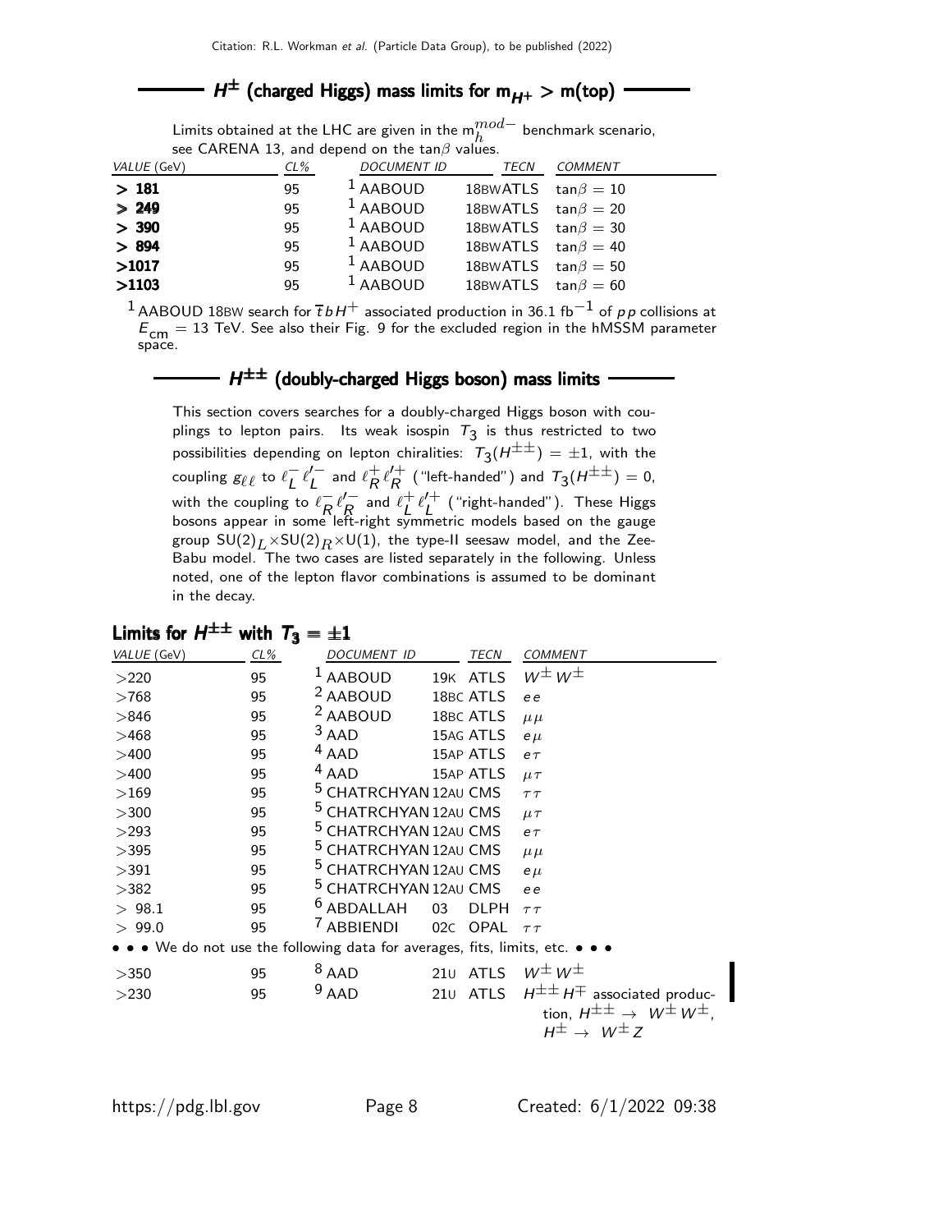## $H^{\pm}$ (charged Higgs) mass limits for $m_{H^+} >$ m(top)

Limits obtained at the LHC are given in the $m_h^{mod-}$ benchmark scenario, see CARENA 13, and depend on the $\tan\beta$ values.

| VALUE (GeV) | CL% | DOCUMENT ID | TECN | COMMENT |
|---|---|---|---|---|
| **> 181** | 95 | [1] AABOUD | 18BW ATLS | $\tan\beta = 10$ |
| **> 249** | 95 | [1] AABOUD | 18BW ATLS | $\tan\beta = 20$ |
| **> 390** | 95 | [1] AABOUD | 18BW ATLS | $\tan\beta = 30$ |
| **> 894** | 95 | [1] AABOUD | 18BW ATLS | $\tan\beta = 40$ |
| **>1017** | 95 | [1] AABOUD | 18BW ATLS | $\tan\beta = 50$ |
| **>1103** | 95 | [1] AABOUD | 18BW ATLS | $\tan\beta = 60$ |

[1] AABOUD 18BW search for $\overline{t}bH^+$ associated production in 36.1 fb$^{-1}$ of $pp$ collisions at $E_{\text{cm}} = 13$ TeV. See also their Fig. 9 for the excluded region in the hMSSM parameter space.

## $H^{\pm\pm}$ (doubly-charged Higgs boson) mass limits

This section covers searches for a doubly-charged Higgs boson with couplings to lepton pairs. Its weak isospin $T_3$ is thus restricted to two possibilities depending on lepton chiralities: $T_3(H^{\pm\pm}) = \pm 1$, with the coupling $g_{\ell\ell}$ to $\ell^-_L \ell'^-_L$ and $\ell^+_R \ell'^+_R$ ("left-handed") and $T_3(H^{\pm\pm}) = 0$, with the coupling to $\ell^-_R \ell'^-_R$ and $\ell^+_L \ell'^+_L$ ("right-handed"). These Higgs bosons appear in some left-right symmetric models based on the gauge group $SU(2)_L \times SU(2)_R \times U(1)$, the type-II seesaw model, and the Zee-Babu model. The two cases are listed separately in the following. Unless noted, one of the lepton flavor combinations is assumed to be dominant in the decay.

### Limits for $H^{\pm\pm}$ with $T_3 = \pm 1$

| VALUE (GeV) | CL% | DOCUMENT ID | TECN | COMMENT |
|---|---|---|---|---|
| >220 | 95 | [1] AABOUD 19K | ATLS | $W^{\pm}W^{\pm}$ |
| >768 | 95 | [2] AABOUD 18BC | ATLS | $ee$ |
| >846 | 95 | [2] AABOUD 18BC | ATLS | $\mu\mu$ |
| >468 | 95 | [3] AAD 15AG | ATLS | $e\mu$ |
| >400 | 95 | [4] AAD 15AP | ATLS | $e\tau$ |
| >400 | 95 | [4] AAD 15AP | ATLS | $\mu\tau$ |
| >169 | 95 | [5] CHATRCHYAN 12AU | CMS | $\tau\tau$ |
| >300 | 95 | [5] CHATRCHYAN 12AU | CMS | $\mu\tau$ |
| >293 | 95 | [5] CHATRCHYAN 12AU | CMS | $e\tau$ |
| >395 | 95 | [5] CHATRCHYAN 12AU | CMS | $\mu\mu$ |
| >391 | 95 | [5] CHATRCHYAN 12AU | CMS | $e\mu$ |
| >382 | 95 | [5] CHATRCHYAN 12AU | CMS | $ee$ |
| > 98.1 | 95 | [6] ABDALLAH 03 | DLPH | $\tau\tau$ |
| > 99.0 | 95 | [7] ABBIENDI 02C | OPAL | $\tau\tau$ |
| • • • We do not use the following data for averages, fits, limits, etc. • • • | | | | |
| >350 | 95 | [8] AAD 21U | ATLS | $W^{\pm}W^{\pm}$ |
| >230 | 95 | [9] AAD 21U | ATLS | $H^{\pm\pm}H^{\mp}$ associated production, $H^{\pm\pm} \to W^{\pm}W^{\pm}$, $H^{\pm} \to W^{\pm}Z$ |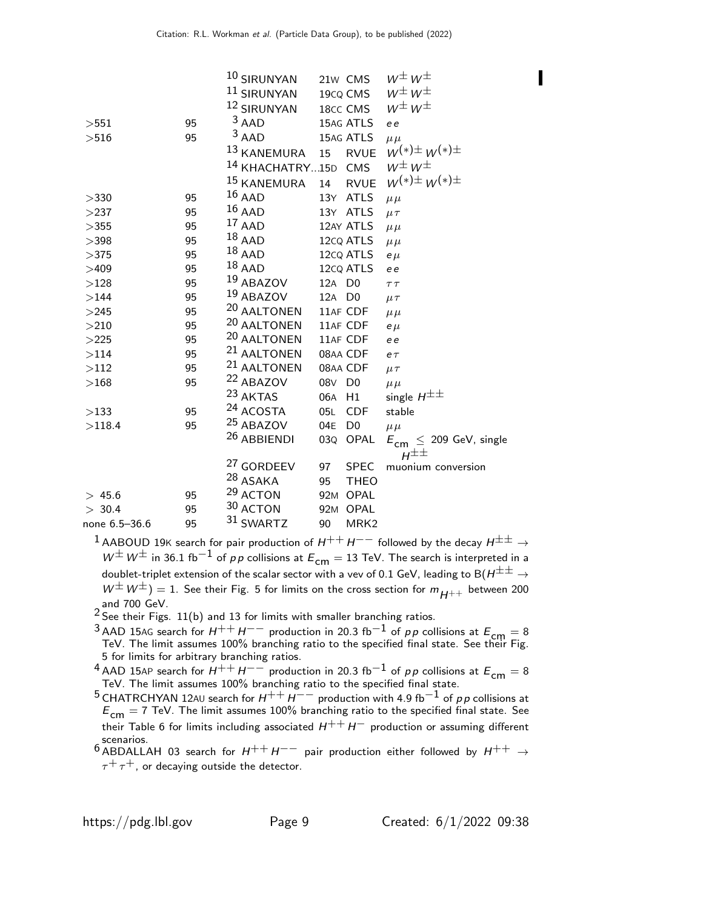| VALUE (GeV) | CL% | DOCUMENT ID | | TECN | COMMENT |
|---|---|---|---|---|---|
| | | [10] SIRUNYAN | 21W | CMS | $W^{\pm}W^{\pm}$ |
| | | [11] SIRUNYAN | 19CQ | CMS | $W^{\pm}W^{\pm}$ |
| | | [12] SIRUNYAN | 18CC | CMS | $W^{\pm}W^{\pm}$ |
| >551 | 95 | [3] AAD | 15AG | ATLS | $ee$ |
| >516 | 95 | [3] AAD | 15AG | ATLS | $\mu\mu$ |
| | | [13] KANEMURA | 15 | RVUE | $W^{(*)\pm}W^{(*)\pm}$ |
| | | [14] KHACHATRY... | 15D | CMS | $W^{\pm}W^{\pm}$ |
| | | [15] KANEMURA | 14 | RVUE | $W^{(*)\pm}W^{(*)\pm}$ |
| >330 | 95 | [16] AAD | 13Y | ATLS | $\mu\mu$ |
| >237 | 95 | [16] AAD | 13Y | ATLS | $\mu\tau$ |
| >355 | 95 | [17] AAD | 12AY | ATLS | $\mu\mu$ |
| >398 | 95 | [18] AAD | 12CQ | ATLS | $\mu\mu$ |
| >375 | 95 | [18] AAD | 12CQ | ATLS | $e\mu$ |
| >409 | 95 | [18] AAD | 12CQ | ATLS | $ee$ |
| >128 | 95 | [19] ABAZOV | 12A | D0 | $\tau\tau$ |
| >144 | 95 | [19] ABAZOV | 12A | D0 | $\mu\tau$ |
| >245 | 95 | [20] AALTONEN | 11AF | CDF | $\mu\mu$ |
| >210 | 95 | [20] AALTONEN | 11AF | CDF | $e\mu$ |
| >225 | 95 | [20] AALTONEN | 11AF | CDF | $ee$ |
| >114 | 95 | [21] AALTONEN | 08AA | CDF | $e\tau$ |
| >112 | 95 | [21] AALTONEN | 08AA | CDF | $\mu\tau$ |
| >168 | 95 | [22] ABAZOV | 08V | D0 | $\mu\mu$ |
| | | [23] AKTAS | 06A | H1 | single $H^{\pm\pm}$ |
| >133 | 95 | [24] ACOSTA | 05L | CDF | stable |
| >118.4 | 95 | [25] ABAZOV | 04E | D0 | $\mu\mu$ |
| | | [26] ABBIENDI | 03Q | OPAL | $E_{\rm cm} \leq$ 209 GeV, single $H^{\pm\pm}$ |
| | | [27] GORDEEV | 97 | SPEC | muonium conversion |
| | | [28] ASAKA | 95 | THEO | |
| > 45.6 | 95 | [29] ACTON | 92M | OPAL | |
| > 30.4 | 95 | [30] ACTON | 92M | OPAL | |
| none 6.5–36.6 | 95 | [31] SWARTZ | 90 | MRK2 | |

[1] AABOUD 19K search for pair production of $H^{++}H^{--}$ followed by the decay $H^{\pm\pm} \rightarrow W^{\pm}W^{\pm}$ in 36.1 fb$^{-1}$ of $pp$ collisions at $E_{\rm cm}$ = 13 TeV. The search is interpreted in a doublet-triplet extension of the scalar sector with a vev of 0.1 GeV, leading to B($H^{\pm\pm} \rightarrow W^{\pm}W^{\pm}$) = 1. See their Fig. 5 for limits on the cross section for $m_{H^{++}}$ between 200 and 700 GeV.

[2] See their Figs. 11(b) and 13 for limits with smaller branching ratios.

[3] AAD 15AG search for $H^{++}H^{--}$ production in 20.3 fb$^{-1}$ of $pp$ collisions at $E_{\rm cm}$ = 8 TeV. The limit assumes 100% branching ratio to the specified final state. See their Fig. 5 for limits for arbitrary branching ratios.

[4] AAD 15AP search for $H^{++}H^{--}$ production in 20.3 fb$^{-1}$ of $pp$ collisions at $E_{\rm cm}$ = 8 TeV. The limit assumes 100% branching ratio to the specified final state.

[5] CHATRCHYAN 12AU search for $H^{++}H^{--}$ production with 4.9 fb$^{-1}$ of $pp$ collisions at $E_{\rm cm}$ = 7 TeV. The limit assumes 100% branching ratio to the specified final state. See their Table 6 for limits including associated $H^{++}H^{-}$ production or assuming different scenarios.

[6] ABDALLAH 03 search for $H^{++}H^{--}$ pair production either followed by $H^{++} \rightarrow \tau^{+}\tau^{+}$, or decaying outside the detector.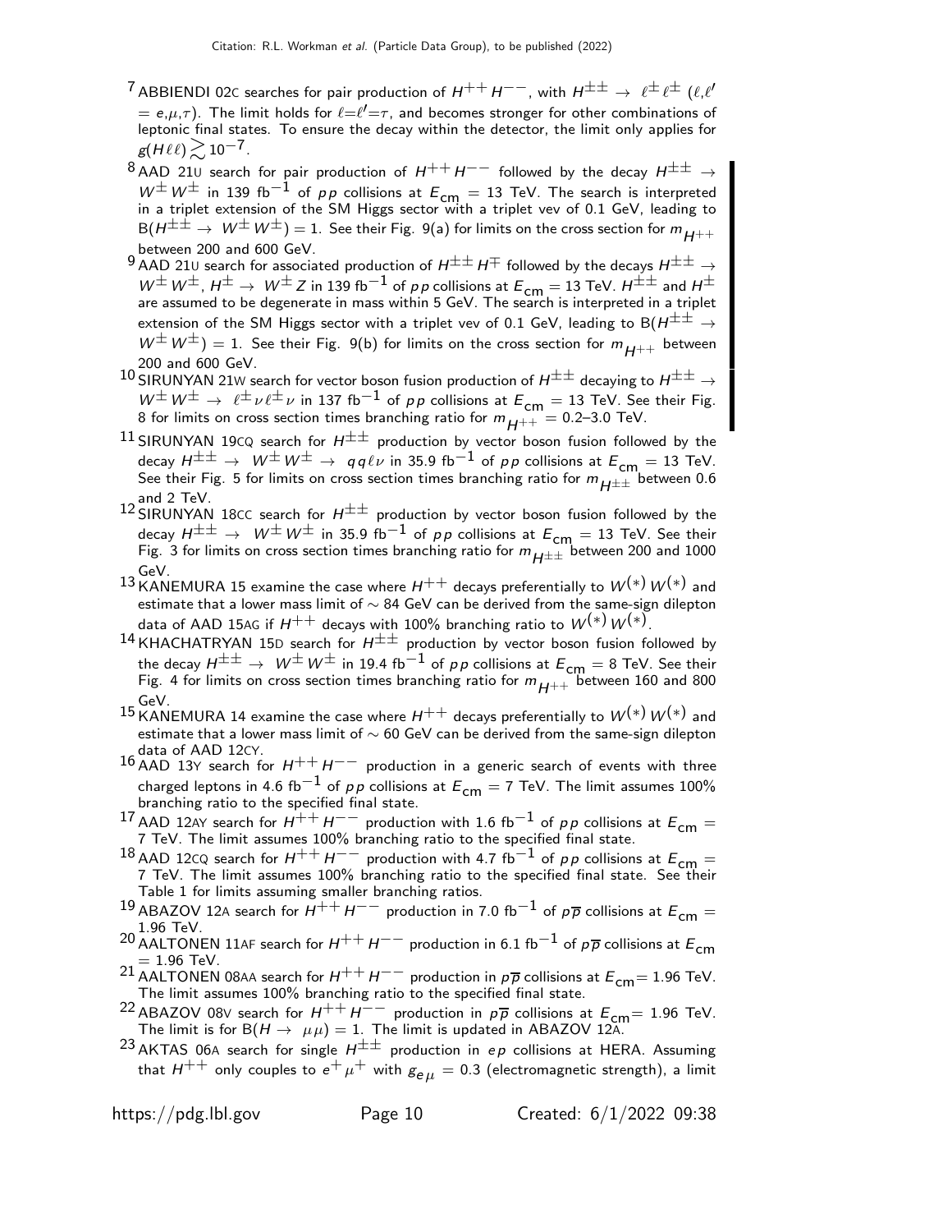[7] ABBIENDI 02C searches for pair production of $H^{++}H^{--}$, with $H^{\pm\pm} \rightarrow \ell^{\pm}\ell^{\pm}$ ($\ell,\ell'$ $= e,\mu,\tau$). The limit holds for $\ell=\ell'=\tau$, and becomes stronger for other combinations of leptonic final states. To ensure the decay within the detector, the limit only applies for $g(H\ell\ell) \gtrsim 10^{-7}$.

[8] AAD 21U search for pair production of $H^{++}H^{--}$ followed by the decay $H^{\pm\pm} \rightarrow W^{\pm}W^{\pm}$ in 139 fb$^{-1}$ of $pp$ collisions at $E_{\text{cm}} = 13$ TeV. The search is interpreted in a triplet extension of the SM Higgs sector with a triplet vev of 0.1 GeV, leading to $\text{B}(H^{\pm\pm} \rightarrow W^{\pm}W^{\pm}) = 1$. See their Fig. 9(a) for limits on the cross section for $m_{H^{++}}$ between 200 and 600 GeV.

[9] AAD 21U search for associated production of $H^{\pm\pm}H^{\mp}$ followed by the decays $H^{\pm\pm} \rightarrow W^{\pm}W^{\pm}$, $H^{\pm} \rightarrow W^{\pm}Z$ in 139 fb$^{-1}$ of $pp$ collisions at $E_{\text{cm}} = 13$ TeV. $H^{\pm\pm}$ and $H^{\pm}$ are assumed to be degenerate in mass within 5 GeV. The search is interpreted in a triplet extension of the SM Higgs sector with a triplet vev of 0.1 GeV, leading to $\text{B}(H^{\pm\pm} \rightarrow W^{\pm}W^{\pm}) = 1$. See their Fig. 9(b) for limits on the cross section for $m_{H^{++}}$ between 200 and 600 GeV.

[10] SIRUNYAN 21W search for vector boson fusion production of $H^{\pm\pm}$ decaying to $H^{\pm\pm} \rightarrow W^{\pm}W^{\pm} \rightarrow \ell^{\pm}\nu\ell^{\pm}\nu$ in 137 fb$^{-1}$ of $pp$ collisions at $E_{\text{cm}} = 13$ TeV. See their Fig. 8 for limits on cross section times branching ratio for $m_{H^{++}} = $ 0.2–3.0 TeV.

[11] SIRUNYAN 19CQ search for $H^{\pm\pm}$ production by vector boson fusion followed by the decay $H^{\pm\pm} \rightarrow W^{\pm}W^{\pm} \rightarrow qq\ell\nu$ in 35.9 fb$^{-1}$ of $pp$ collisions at $E_{\text{cm}} = 13$ TeV. See their Fig. 5 for limits on cross section times branching ratio for $m_{H^{\pm\pm}}$ between 0.6 and 2 TeV.

[12] SIRUNYAN 18CC search for $H^{\pm\pm}$ production by vector boson fusion followed by the decay $H^{\pm\pm} \rightarrow W^{\pm}W^{\pm}$ in 35.9 fb$^{-1}$ of $pp$ collisions at $E_{\text{cm}} = 13$ TeV. See their Fig. 3 for limits on cross section times branching ratio for $m_{H^{\pm\pm}}$ between 200 and 1000 GeV.

[13] KANEMURA 15 examine the case where $H^{++}$ decays preferentially to $W^{(*)}W^{(*)}$ and estimate that a lower mass limit of $\sim 84$ GeV can be derived from the same-sign dilepton data of AAD 15AG if $H^{++}$ decays with 100% branching ratio to $W^{(*)}W^{(*)}$.

[14] KHACHATRYAN 15D search for $H^{\pm\pm}$ production by vector boson fusion followed by the decay $H^{\pm\pm} \rightarrow W^{\pm}W^{\pm}$ in 19.4 fb$^{-1}$ of $pp$ collisions at $E_{\text{cm}} = 8$ TeV. See their Fig. 4 for limits on cross section times branching ratio for $m_{H^{++}}$ between 160 and 800 GeV.

[15] KANEMURA 14 examine the case where $H^{++}$ decays preferentially to $W^{(*)}W^{(*)}$ and estimate that a lower mass limit of $\sim 60$ GeV can be derived from the same-sign dilepton data of AAD 12CY.

[16] AAD 13Y search for $H^{++}H^{--}$ production in a generic search of events with three charged leptons in 4.6 fb$^{-1}$ of $pp$ collisions at $E_{\text{cm}} = 7$ TeV. The limit assumes 100% branching ratio to the specified final state.

[17] AAD 12AY search for $H^{++}H^{--}$ production with 1.6 fb$^{-1}$ of $pp$ collisions at $E_{\text{cm}} = 7$ TeV. The limit assumes 100% branching ratio to the specified final state.

[18] AAD 12CQ search for $H^{++}H^{--}$ production with 4.7 fb$^{-1}$ of $pp$ collisions at $E_{\text{cm}} = 7$ TeV. The limit assumes 100% branching ratio to the specified final state. See their Table 1 for limits assuming smaller branching ratios.

[19] ABAZOV 12A search for $H^{++}H^{--}$ production in 7.0 fb$^{-1}$ of $p\overline{p}$ collisions at $E_{\text{cm}} = 1.96$ TeV.

[20] AALTONEN 11AF search for $H^{++}H^{--}$ production in 6.1 fb$^{-1}$ of $p\overline{p}$ collisions at $E_{\text{cm}} = 1.96$ TeV.

[21] AALTONEN 08AA search for $H^{++}H^{--}$ production in $p\overline{p}$ collisions at $E_{\text{cm}} = 1.96$ TeV. The limit assumes 100% branching ratio to the specified final state.

[22] ABAZOV 08V search for $H^{++}H^{--}$ production in $p\overline{p}$ collisions at $E_{\text{cm}} = 1.96$ TeV. The limit is for $\text{B}(H \rightarrow \mu\mu) = 1$. The limit is updated in ABAZOV 12A.

[23] AKTAS 06A search for single $H^{\pm\pm}$ production in $ep$ collisions at HERA. Assuming that $H^{++}$ only couples to $e^{+}\mu^{+}$ with $g_{e\mu} = 0.3$ (electromagnetic strength), a limit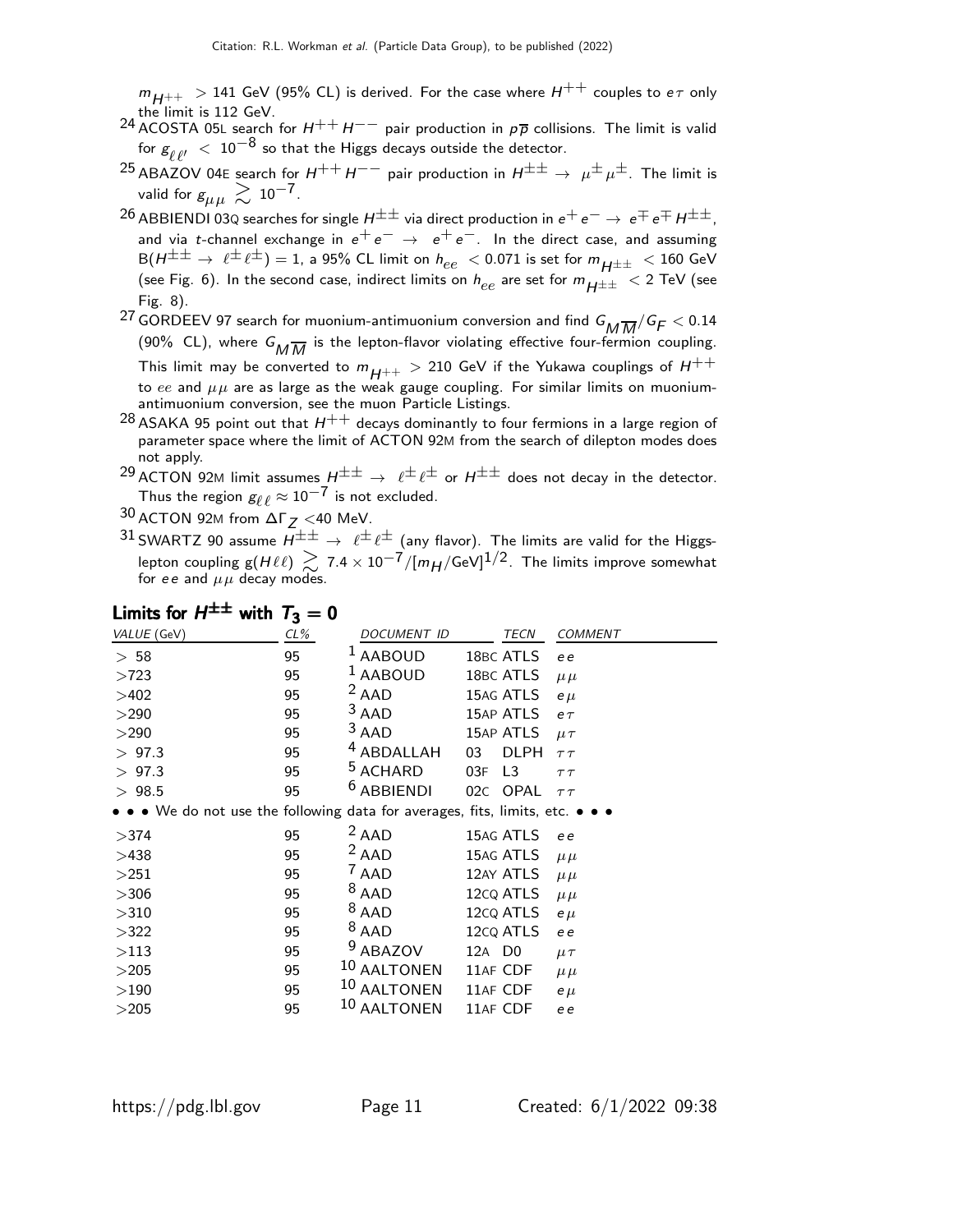$m_{H^{++}} > 141$ GeV (95% CL) is derived. For the case where $H^{++}$ couples to $e\tau$ only the limit is 112 GeV.

[24] ACOSTA 05L search for $H^{++}H^{--}$ pair production in $p\overline{p}$ collisions. The limit is valid for $g_{\ell\ell'} < 10^{-8}$ so that the Higgs decays outside the detector.

[25] ABAZOV 04E search for $H^{++}H^{--}$ pair production in $H^{\pm\pm} \rightarrow \mu^{\pm}\mu^{\pm}$. The limit is valid for $g_{\mu\mu} \gtrsim 10^{-7}$.

[26] ABBIENDI 03Q searches for single $H^{\pm\pm}$ via direct production in $e^+e^- \rightarrow e^{\mp}e^{\mp}H^{\pm\pm}$, and via $t$-channel exchange in $e^+e^- \rightarrow e^+e^-$. In the direct case, and assuming $B(H^{\pm\pm} \rightarrow \ell^{\pm}\ell^{\pm}) = 1$, a 95% CL limit on $h_{ee} < 0.071$ is set for $m_{H^{\pm\pm}} < 160$ GeV (see Fig. 6). In the second case, indirect limits on $h_{ee}$ are set for $m_{H^{\pm\pm}} < 2$ TeV (see Fig. 8).

[27] GORDEEV 97 search for muonium-antimuonium conversion and find $G_{M\overline{M}}/G_F < 0.14$ (90% CL), where $G_{M\overline{M}}$ is the lepton-flavor violating effective four-fermion coupling. This limit may be converted to $m_{H^{++}} > 210$ GeV if the Yukawa couplings of $H^{++}$ to $ee$ and $\mu\mu$ are as large as the weak gauge coupling. For similar limits on muonium-antimuonium conversion, see the muon Particle Listings.

[28] ASAKA 95 point out that $H^{++}$ decays dominantly to four fermions in a large region of parameter space where the limit of ACTON 92M from the search of dilepton modes does not apply.

[29] ACTON 92M limit assumes $H^{\pm\pm} \rightarrow \ell^{\pm}\ell^{\pm}$ or $H^{\pm\pm}$ does not decay in the detector. Thus the region $g_{\ell\ell} \approx 10^{-7}$ is not excluded.

[30] ACTON 92M from $\Delta\Gamma_Z < 40$ MeV.

[31] SWARTZ 90 assume $H^{\pm\pm} \rightarrow \ell^{\pm}\ell^{\pm}$ (any flavor). The limits are valid for the Higgs-lepton coupling $g(H\ell\ell) \gtrsim 7.4 \times 10^{-7}/[m_H/\text{GeV}]^{1/2}$. The limits improve somewhat for $ee$ and $\mu\mu$ decay modes.

## Limits for $H^{\pm\pm}$ with $T_3 = 0$

| VALUE (GeV) | CL% | DOCUMENT ID | | TECN | COMMENT |
|---|---|---|---|---|---|
| > 58 | 95 | [1] AABOUD | 18BC | ATLS | $ee$ |
| >723 | 95 | [1] AABOUD | 18BC | ATLS | $\mu\mu$ |
| >402 | 95 | [2] AAD | 15AG | ATLS | $e\mu$ |
| >290 | 95 | [3] AAD | 15AP | ATLS | $e\tau$ |
| >290 | 95 | [3] AAD | 15AP | ATLS | $\mu\tau$ |
| > 97.3 | 95 | [4] ABDALLAH | 03 | DLPH | $\tau\tau$ |
| > 97.3 | 95 | [5] ACHARD | 03F | L3 | $\tau\tau$ |
| > 98.5 | 95 | [6] ABBIENDI | 02C | OPAL | $\tau\tau$ |
| • • • We do not use the following data for averages, fits, limits, etc. • • • | | | | | |
| >374 | 95 | [2] AAD | 15AG | ATLS | $ee$ |
| >438 | 95 | [2] AAD | 15AG | ATLS | $\mu\mu$ |
| >251 | 95 | [7] AAD | 12AY | ATLS | $\mu\mu$ |
| >306 | 95 | [8] AAD | 12CQ | ATLS | $\mu\mu$ |
| >310 | 95 | [8] AAD | 12CQ | ATLS | $e\mu$ |
| >322 | 95 | [8] AAD | 12CQ | ATLS | $ee$ |
| >113 | 95 | [9] ABAZOV | 12A | D0 | $\mu\tau$ |
| >205 | 95 | [10] AALTONEN | 11AF | CDF | $\mu\mu$ |
| >190 | 95 | [10] AALTONEN | 11AF | CDF | $e\mu$ |
| >205 | 95 | [10] AALTONEN | 11AF | CDF | $ee$ |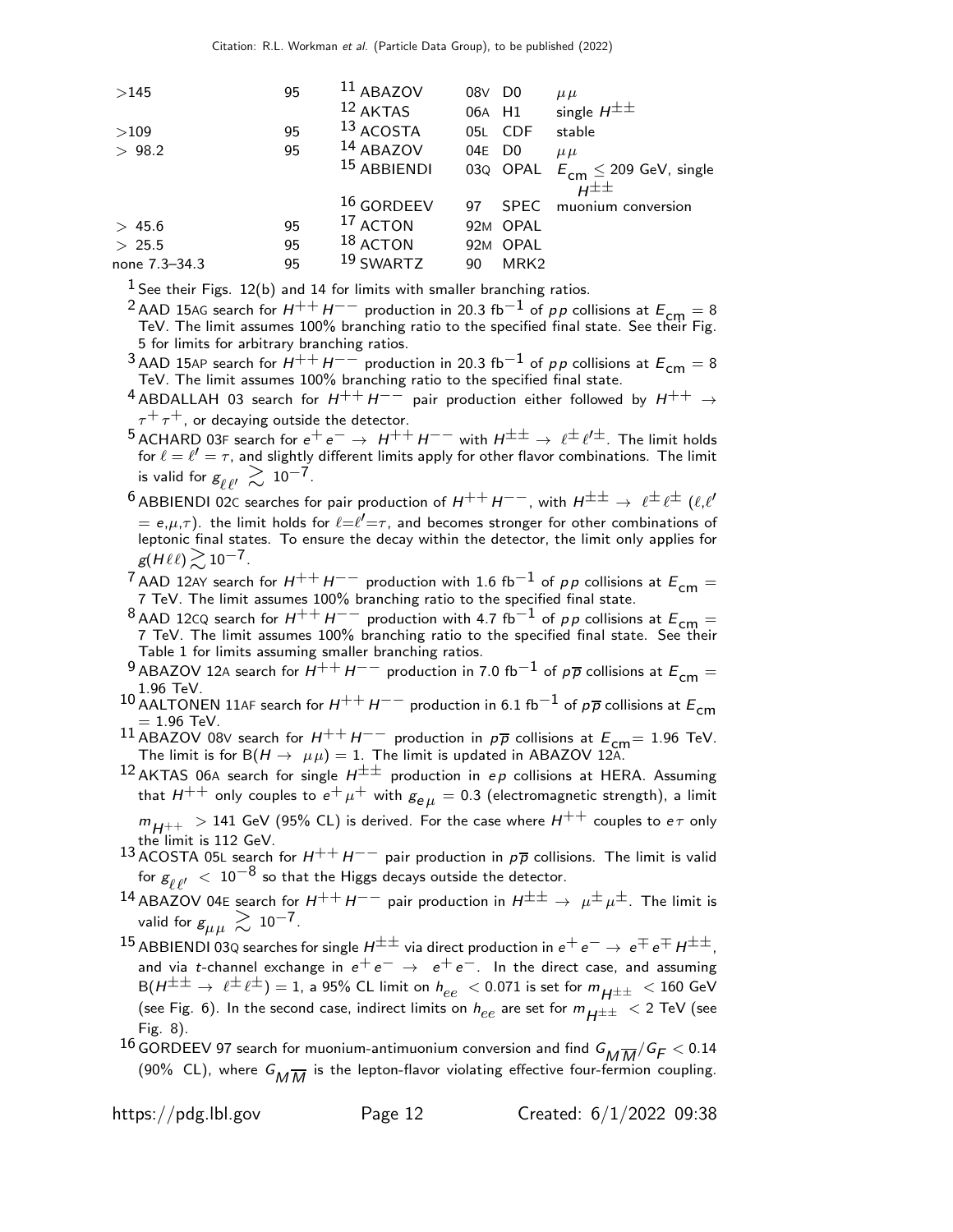| | | | | | |
|---|---|---|---|---|---|
| >145 | 95 | [11] ABAZOV | 08V | D0 | $\mu\mu$ |
| | | [12] AKTAS | 06A | H1 | single $H^{\pm\pm}$ |
| >109 | 95 | [13] ACOSTA | 05L | CDF | stable |
| > 98.2 | 95 | [14] ABAZOV | 04E | D0 | $\mu\mu$ |
| | | [15] ABBIENDI | 03Q | OPAL | $E_{\rm cm} \leq$ 209 GeV, single $H^{\pm\pm}$ |
| | | [16] GORDEEV | 97 | SPEC | muonium conversion |
| > 45.6 | 95 | [17] ACTON | 92M | OPAL | |
| > 25.5 | 95 | [18] ACTON | 92M | OPAL | |
| none 7.3–34.3 | 95 | [19] SWARTZ | 90 | MRK2 | |

[1] See their Figs. 12(b) and 14 for limits with smaller branching ratios.

[2] AAD 15AG search for $H^{++}H^{--}$ production in 20.3 fb$^{-1}$ of $pp$ collisions at $E_{\rm cm}$ = 8 TeV. The limit assumes 100% branching ratio to the specified final state. See their Fig. 5 for limits for arbitrary branching ratios.

[3] AAD 15AP search for $H^{++}H^{--}$ production in 20.3 fb$^{-1}$ of $pp$ collisions at $E_{\rm cm}$ = 8 TeV. The limit assumes 100% branching ratio to the specified final state.

[4] ABDALLAH 03 search for $H^{++}H^{--}$ pair production either followed by $H^{++} \rightarrow \tau^+\tau^+$, or decaying outside the detector.

[5] ACHARD 03F search for $e^+e^- \rightarrow H^{++}H^{--}$ with $H^{\pm\pm} \rightarrow \ell^\pm\ell'^\pm$. The limit holds for $\ell = \ell' = \tau$, and slightly different limits apply for other flavor combinations. The limit is valid for $g_{\ell\ell'} \gtrsim 10^{-7}$.

[6] ABBIENDI 02C searches for pair production of $H^{++}H^{--}$, with $H^{\pm\pm} \rightarrow \ell^\pm\ell^\pm$ ($\ell$,$\ell'$ = $e$,$\mu$,$\tau$). the limit holds for $\ell$=$\ell'$=$\tau$, and becomes stronger for other combinations of leptonic final states. To ensure the decay within the detector, the limit only applies for $g(H\ell\ell) \gtrsim 10^{-7}$.

[7] AAD 12AY search for $H^{++}H^{--}$ production with 1.6 fb$^{-1}$ of $pp$ collisions at $E_{\rm cm}$ = 7 TeV. The limit assumes 100% branching ratio to the specified final state.

[8] AAD 12CQ search for $H^{++}H^{--}$ production with 4.7 fb$^{-1}$ of $pp$ collisions at $E_{\rm cm}$ = 7 TeV. The limit assumes 100% branching ratio to the specified final state. See their Table 1 for limits assuming smaller branching ratios.

[9] ABAZOV 12A search for $H^{++}H^{--}$ production in 7.0 fb$^{-1}$ of $p\overline{p}$ collisions at $E_{\rm cm}$ = 1.96 TeV.

[10] AALTONEN 11AF search for $H^{++}H^{--}$ production in 6.1 fb$^{-1}$ of $p\overline{p}$ collisions at $E_{\rm cm}$ = 1.96 TeV.

[11] ABAZOV 08V search for $H^{++}H^{--}$ production in $p\overline{p}$ collisions at $E_{\rm cm}$= 1.96 TeV. The limit is for B($H \rightarrow \mu\mu$) = 1. The limit is updated in ABAZOV 12A.

[12] AKTAS 06A search for single $H^{\pm\pm}$ production in $ep$ collisions at HERA. Assuming that $H^{++}$ only couples to $e^+\mu^+$ with $g_{e\mu}$ = 0.3 (electromagnetic strength), a limit $m_{H^{++}}$ > 141 GeV (95% CL) is derived. For the case where $H^{++}$ couples to $e\tau$ only the limit is 112 GeV.

[13] ACOSTA 05L search for $H^{++}H^{--}$ pair production in $p\overline{p}$ collisions. The limit is valid for $g_{\ell\ell'} < 10^{-8}$ so that the Higgs decays outside the detector.

[14] ABAZOV 04E search for $H^{++}H^{--}$ pair production in $H^{\pm\pm} \rightarrow \mu^\pm\mu^\pm$. The limit is valid for $g_{\mu\mu} \gtrsim 10^{-7}$.

[15] ABBIENDI 03Q searches for single $H^{\pm\pm}$ via direct production in $e^+e^- \rightarrow e^\mp e^\mp H^{\pm\pm}$, and via $t$-channel exchange in $e^+e^- \rightarrow e^+e^-$. In the direct case, and assuming B($H^{\pm\pm} \rightarrow \ell^\pm\ell^\pm$) = 1, a 95% CL limit on $h_{ee}$ < 0.071 is set for $m_{H^{\pm\pm}}$ < 160 GeV (see Fig. 6). In the second case, indirect limits on $h_{ee}$ are set for $m_{H^{\pm\pm}}$ < 2 TeV (see Fig. 8).

[16] GORDEEV 97 search for muonium-antimuonium conversion and find $G_{M\overline{M}}/G_F$ < 0.14 (90% CL), where $G_{M\overline{M}}$ is the lepton-flavor violating effective four-fermion coupling.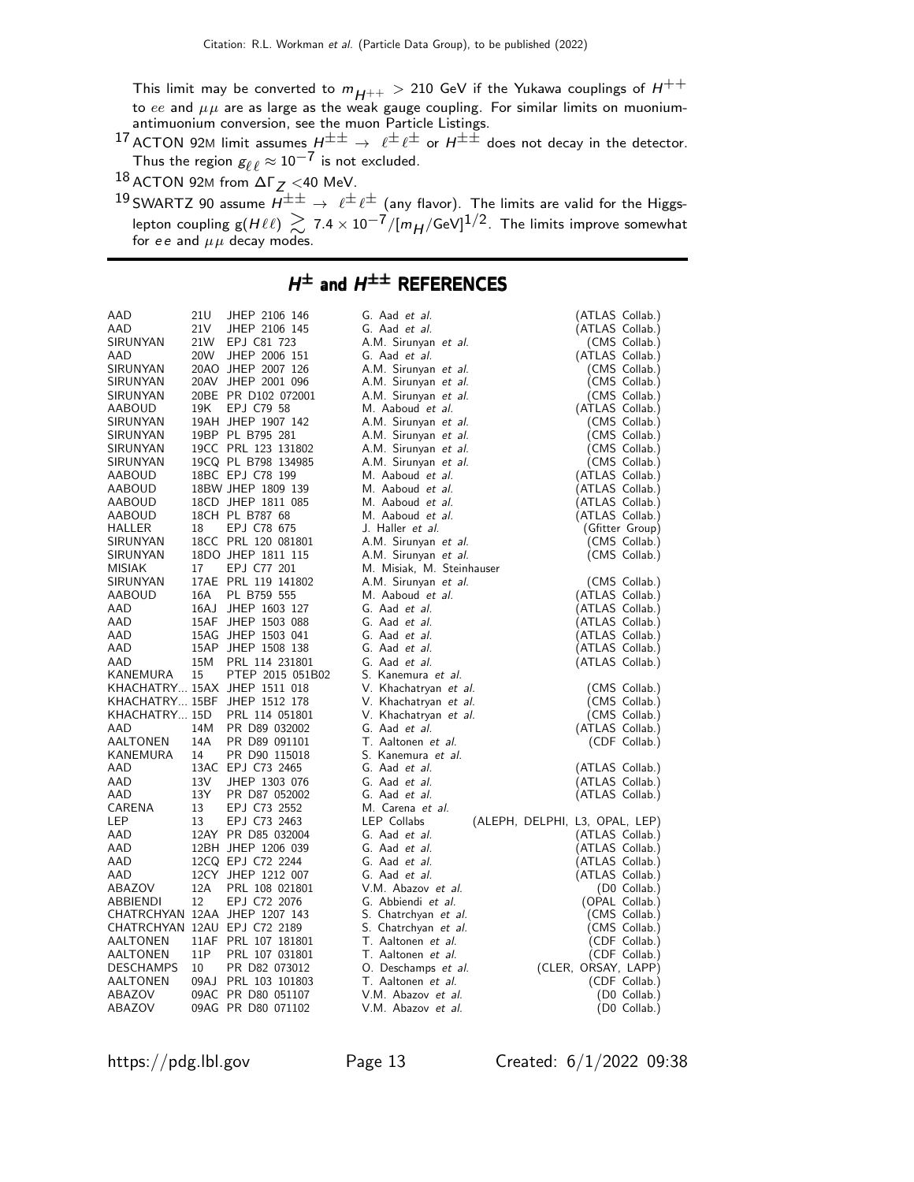This limit may be converted to $m_{H^{++}} > 210$ GeV if the Yukawa couplings of $H^{++}$ to $ee$ and $\mu\mu$ are as large as the weak gauge coupling. For similar limits on muonium-antimuonium conversion, see the muon Particle Listings.

[17] ACTON 92M limit assumes $H^{\pm\pm} \rightarrow \ell^{\pm}\ell^{\pm}$ or $H^{\pm\pm}$ does not decay in the detector. Thus the region $g_{\ell\ell} \approx 10^{-7}$ is not excluded.

[18] ACTON 92M from $\Delta\Gamma_Z < 40$ MeV.

[19] SWARTZ 90 assume $H^{\pm\pm} \rightarrow \ell^{\pm}\ell^{\pm}$ (any flavor). The limits are valid for the Higgs-lepton coupling $g(H\ell\ell) \gtrsim 7.4 \times 10^{-7}/[m_H/\text{GeV}]^{1/2}$. The limits improve somewhat for $ee$ and $\mu\mu$ decay modes.

# $H^{\pm}$ and $H^{\pm\pm}$ REFERENCES

| | | | | |
|---|---|---|---|---|
| AAD | 21U | JHEP 2106 146 | G. Aad *et al.* | (ATLAS Collab.) |
| AAD | 21V | JHEP 2106 145 | G. Aad *et al.* | (ATLAS Collab.) |
| SIRUNYAN | 21W | EPJ C81 723 | A.M. Sirunyan *et al.* | (CMS Collab.) |
| AAD | 20W | JHEP 2006 151 | G. Aad *et al.* | (ATLAS Collab.) |
| SIRUNYAN | 20AO | JHEP 2007 126 | A.M. Sirunyan *et al.* | (CMS Collab.) |
| SIRUNYAN | 20AV | JHEP 2001 096 | A.M. Sirunyan *et al.* | (CMS Collab.) |
| SIRUNYAN | 20BE | PR D102 072001 | A.M. Sirunyan *et al.* | (CMS Collab.) |
| AABOUD | 19K | EPJ C79 58 | M. Aaboud *et al.* | (ATLAS Collab.) |
| SIRUNYAN | 19AH | JHEP 1907 142 | A.M. Sirunyan *et al.* | (CMS Collab.) |
| SIRUNYAN | 19BP | PL B795 281 | A.M. Sirunyan *et al.* | (CMS Collab.) |
| SIRUNYAN | 19CC | PRL 123 131802 | A.M. Sirunyan *et al.* | (CMS Collab.) |
| SIRUNYAN | 19CQ | PL B798 134985 | A.M. Sirunyan *et al.* | (CMS Collab.) |
| AABOUD | 18BC | EPJ C78 199 | M. Aaboud *et al.* | (ATLAS Collab.) |
| AABOUD | 18BW | JHEP 1809 139 | M. Aaboud *et al.* | (ATLAS Collab.) |
| AABOUD | 18CD | JHEP 1811 085 | M. Aaboud *et al.* | (ATLAS Collab.) |
| AABOUD | 18CH | PL B787 68 | M. Aaboud *et al.* | (ATLAS Collab.) |
| HALLER | 18 | EPJ C78 675 | J. Haller *et al.* | (Gfitter Group) |
| SIRUNYAN | 18CC | PRL 120 081801 | A.M. Sirunyan *et al.* | (CMS Collab.) |
| SIRUNYAN | 18DO | JHEP 1811 115 | A.M. Sirunyan *et al.* | (CMS Collab.) |
| MISIAK | 17 | EPJ C77 201 | M. Misiak, M. Steinhauser | |
| SIRUNYAN | 17AE | PRL 119 141802 | A.M. Sirunyan *et al.* | (CMS Collab.) |
| AABOUD | 16A | PL B759 555 | M. Aaboud *et al.* | (ATLAS Collab.) |
| AAD | 16AJ | JHEP 1603 127 | G. Aad *et al.* | (ATLAS Collab.) |
| AAD | 15AF | JHEP 1503 088 | G. Aad *et al.* | (ATLAS Collab.) |
| AAD | 15AG | JHEP 1503 041 | G. Aad *et al.* | (ATLAS Collab.) |
| AAD | 15AP | JHEP 1508 138 | G. Aad *et al.* | (ATLAS Collab.) |
| AAD | 15M | PRL 114 231801 | G. Aad *et al.* | (ATLAS Collab.) |
| KANEMURA | 15 | PTEP 2015 051B02 | S. Kanemura *et al.* | |
| KHACHATRY... | 15AX | JHEP 1511 018 | V. Khachatryan *et al.* | (CMS Collab.) |
| KHACHATRY... | 15BF | JHEP 1512 178 | V. Khachatryan *et al.* | (CMS Collab.) |
| KHACHATRY... | 15D | PRL 114 051801 | V. Khachatryan *et al.* | (CMS Collab.) |
| AAD | 14M | PR D89 032002 | G. Aad *et al.* | (ATLAS Collab.) |
| AALTONEN | 14A | PR D89 091101 | T. Aaltonen *et al.* | (CDF Collab.) |
| KANEMURA | 14 | PR D90 115018 | S. Kanemura *et al.* | |
| AAD | 13AC | EPJ C73 2465 | G. Aad *et al.* | (ATLAS Collab.) |
| AAD | 13V | JHEP 1303 076 | G. Aad *et al.* | (ATLAS Collab.) |
| AAD | 13Y | PR D87 052002 | G. Aad *et al.* | (ATLAS Collab.) |
| CARENA | 13 | EPJ C73 2552 | M. Carena *et al.* | |
| LEP | 13 | EPJ C73 2463 | LEP Collabs | (ALEPH, DELPHI, L3, OPAL, LEP) |
| AAD | 12AY | PR D85 032004 | G. Aad *et al.* | (ATLAS Collab.) |
| AAD | 12BH | JHEP 1206 039 | G. Aad *et al.* | (ATLAS Collab.) |
| AAD | 12CQ | EPJ C72 2244 | G. Aad *et al.* | (ATLAS Collab.) |
| AAD | 12CY | JHEP 1212 007 | G. Aad *et al.* | (ATLAS Collab.) |
| ABAZOV | 12A | PRL 108 021801 | V.M. Abazov *et al.* | (D0 Collab.) |
| ABBIENDI | 12 | EPJ C72 2076 | G. Abbiendi *et al.* | (OPAL Collab.) |
| CHATRCHYAN | 12AA | JHEP 1207 143 | S. Chatrchyan *et al.* | (CMS Collab.) |
| CHATRCHYAN | 12AU | EPJ C72 2189 | S. Chatrchyan *et al.* | (CMS Collab.) |
| AALTONEN | 11AF | PRL 107 181801 | T. Aaltonen *et al.* | (CDF Collab.) |
| AALTONEN | 11P | PRL 107 031801 | T. Aaltonen *et al.* | (CDF Collab.) |
| DESCHAMPS | 10 | PR D82 073012 | O. Deschamps *et al.* | (CLER, ORSAY, LAPP) |
| AALTONEN | 09AJ | PRL 103 101803 | T. Aaltonen *et al.* | (CDF Collab.) |
| ABAZOV | 09AC | PR D80 051107 | V.M. Abazov *et al.* | (D0 Collab.) |
| ABAZOV | 09AG | PR D80 071102 | V.M. Abazov *et al.* | (D0 Collab.) |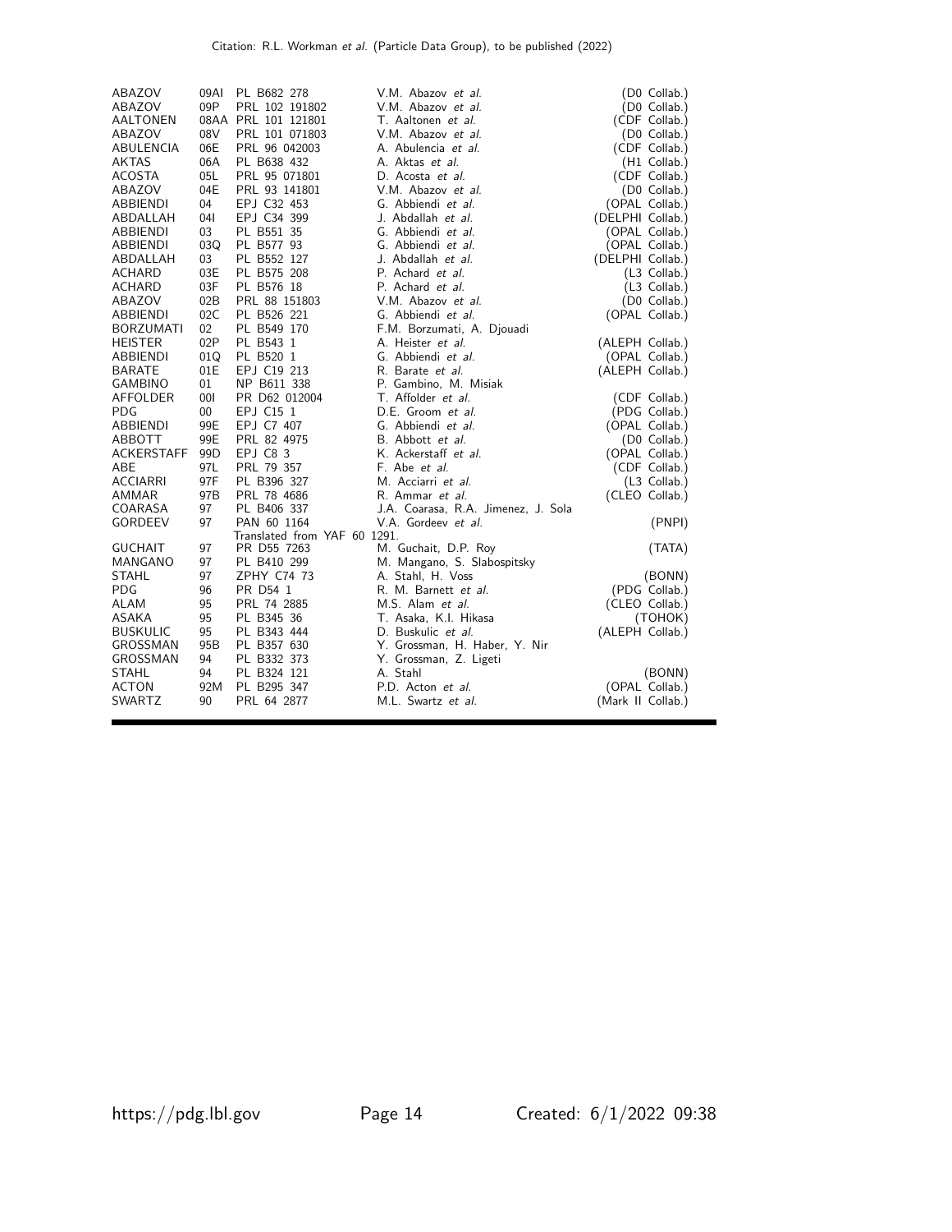| | | | | |
|---|---|---|---|---|
| ABAZOV | 09AI | PL B682 278 | V.M. Abazov *et al.* | (D0 Collab.) |
| ABAZOV | 09P | PRL 102 191802 | V.M. Abazov *et al.* | (D0 Collab.) |
| AALTONEN | 08AA | PRL 101 121801 | T. Aaltonen *et al.* | (CDF Collab.) |
| ABAZOV | 08V | PRL 101 071803 | V.M. Abazov *et al.* | (D0 Collab.) |
| ABULENCIA | 06E | PRL 96 042003 | A. Abulencia *et al.* | (CDF Collab.) |
| AKTAS | 06A | PL B638 432 | A. Aktas *et al.* | (H1 Collab.) |
| ACOSTA | 05L | PRL 95 071801 | D. Acosta *et al.* | (CDF Collab.) |
| ABAZOV | 04E | PRL 93 141801 | V.M. Abazov *et al.* | (D0 Collab.) |
| ABBIENDI | 04 | EPJ C32 453 | G. Abbiendi *et al.* | (OPAL Collab.) |
| ABDALLAH | 04I | EPJ C34 399 | J. Abdallah *et al.* | (DELPHI Collab.) |
| ABBIENDI | 03 | PL B551 35 | G. Abbiendi *et al.* | (OPAL Collab.) |
| ABBIENDI | 03Q | PL B577 93 | G. Abbiendi *et al.* | (OPAL Collab.) |
| ABDALLAH | 03 | PL B552 127 | J. Abdallah *et al.* | (DELPHI Collab.) |
| ACHARD | 03E | PL B575 208 | P. Achard *et al.* | (L3 Collab.) |
| ACHARD | 03F | PL B576 18 | P. Achard *et al.* | (L3 Collab.) |
| ABAZOV | 02B | PRL 88 151803 | V.M. Abazov *et al.* | (D0 Collab.) |
| ABBIENDI | 02C | PL B526 221 | G. Abbiendi *et al.* | (OPAL Collab.) |
| BORZUMATI | 02 | PL B549 170 | F.M. Borzumati, A. Djouadi | |
| HEISTER | 02P | PL B543 1 | A. Heister *et al.* | (ALEPH Collab.) |
| ABBIENDI | 01Q | PL B520 1 | G. Abbiendi *et al.* | (OPAL Collab.) |
| BARATE | 01E | EPJ C19 213 | R. Barate *et al.* | (ALEPH Collab.) |
| GAMBINO | 01 | NP B611 338 | P. Gambino, M. Misiak | |
| AFFOLDER | 00I | PR D62 012004 | T. Affolder *et al.* | (CDF Collab.) |
| PDG | 00 | EPJ C15 1 | D.E. Groom *et al.* | (PDG Collab.) |
| ABBIENDI | 99E | EPJ C7 407 | G. Abbiendi *et al.* | (OPAL Collab.) |
| ABBOTT | 99E | PRL 82 4975 | B. Abbott *et al.* | (D0 Collab.) |
| ACKERSTAFF | 99D | EPJ C8 3 | K. Ackerstaff *et al.* | (OPAL Collab.) |
| ABE | 97L | PRL 79 357 | F. Abe *et al.* | (CDF Collab.) |
| ACCIARRI | 97F | PL B396 327 | M. Acciarri *et al.* | (L3 Collab.) |
| AMMAR | 97B | PRL 78 4686 | R. Ammar *et al.* | (CLEO Collab.) |
| COARASA | 97 | PL B406 337 | J.A. Coarasa, R.A. Jimenez, J. Sola | |
| GORDEEV | 97 | PAN 60 1164 | V.A. Gordeev *et al.* | (PNPI) |
| | | Translated from YAF 60 1291. | | |
| GUCHAIT | 97 | PR D55 7263 | M. Guchait, D.P. Roy | (TATA) |
| MANGANO | 97 | PL B410 299 | M. Mangano, S. Slabospitsky | |
| STAHL | 97 | ZPHY C74 73 | A. Stahl, H. Voss | (BONN) |
| PDG | 96 | PR D54 1 | R. M. Barnett *et al.* | (PDG Collab.) |
| ALAM | 95 | PRL 74 2885 | M.S. Alam *et al.* | (CLEO Collab.) |
| ASAKA | 95 | PL B345 36 | T. Asaka, K.I. Hikasa | (TOHOK) |
| BUSKULIC | 95 | PL B343 444 | D. Buskulic *et al.* | (ALEPH Collab.) |
| GROSSMAN | 95B | PL B357 630 | Y. Grossman, H. Haber, Y. Nir | |
| GROSSMAN | 94 | PL B332 373 | Y. Grossman, Z. Ligeti | |
| STAHL | 94 | PL B324 121 | A. Stahl | (BONN) |
| ACTON | 92M | PL B295 347 | P.D. Acton *et al.* | (OPAL Collab.) |
| SWARTZ | 90 | PRL 64 2877 | M.L. Swartz *et al.* | (Mark II Collab.) |